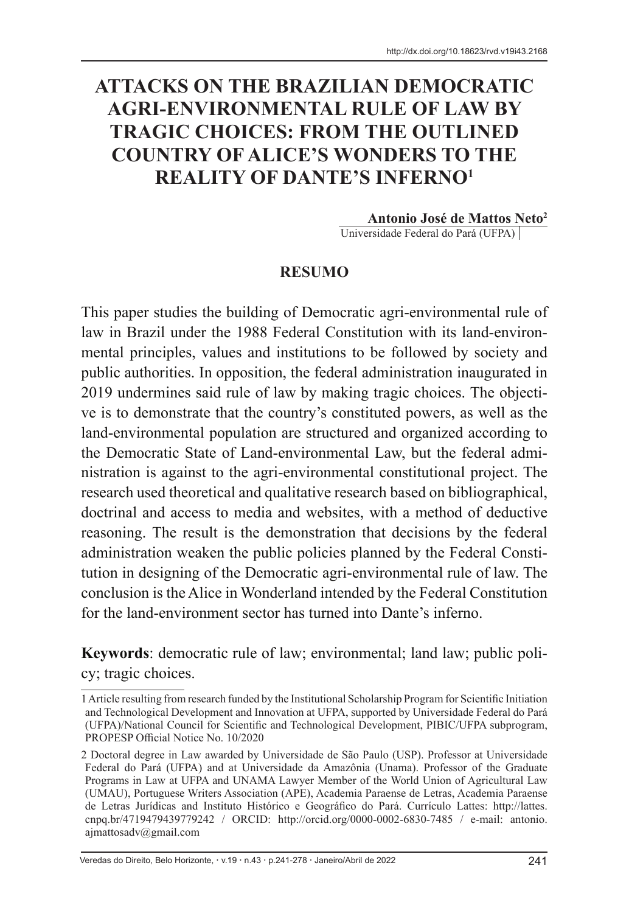# ATTACKS ON THE BRAZILIAN DEMOCRATIC AGRI-ENVIRONMENTAL RULE OF LAW BY TRAGIC CHOICES: FROM THE OUTLINED COUNTRY OF ALICE'S WONDERS TO THE REALITY OF DANTE'S INFERNO[1]

**Antonio José de Mattos Neto[2]**
Universidade Federal do Pará (UFPA)

## RESUMO

This paper studies the building of Democratic agri-environmental rule of law in Brazil under the 1988 Federal Constitution with its land-environmental principles, values and institutions to be followed by society and public authorities. In opposition, the federal administration inaugurated in 2019 undermines said rule of law by making tragic choices. The objective is to demonstrate that the country's constituted powers, as well as the land-environmental population are structured and organized according to the Democratic State of Land-environmental Law, but the federal administration is against to the agri-environmental constitutional project. The research used theoretical and qualitative research based on bibliographical, doctrinal and access to media and websites, with a method of deductive reasoning. The result is the demonstration that decisions by the federal administration weaken the public policies planned by the Federal Constitution in designing of the Democratic agri-environmental rule of law. The conclusion is the Alice in Wonderland intended by the Federal Constitution for the land-environment sector has turned into Dante's inferno.

**Keywords**: democratic rule of law; environmental; land law; public policy; tragic choices.

---

1 Article resulting from research funded by the Institutional Scholarship Program for Scientific Initiation and Technological Development and Innovation at UFPA, supported by Universidade Federal do Pará (UFPA)/National Council for Scientific and Technological Development, PIBIC/UFPA subprogram, PROPESP Official Notice No. 10/2020

2 Doctoral degree in Law awarded by Universidade de São Paulo (USP). Professor at Universidade Federal do Pará (UFPA) and at Universidade da Amazônia (Unama). Professor of the Graduate Programs in Law at UFPA and UNAMA Lawyer Member of the World Union of Agricultural Law (UMAU), Portuguese Writers Association (APE), Academia Paraense de Letras, Academia Paraense de Letras Jurídicas and Instituto Histórico e Geográfico do Pará. Currículo Lattes: http://lattes.cnpq.br/4719479439779242 / ORCID: http://orcid.org/0000-0002-6830-7485 / e-mail: antonio.ajmattosadv@gmail.com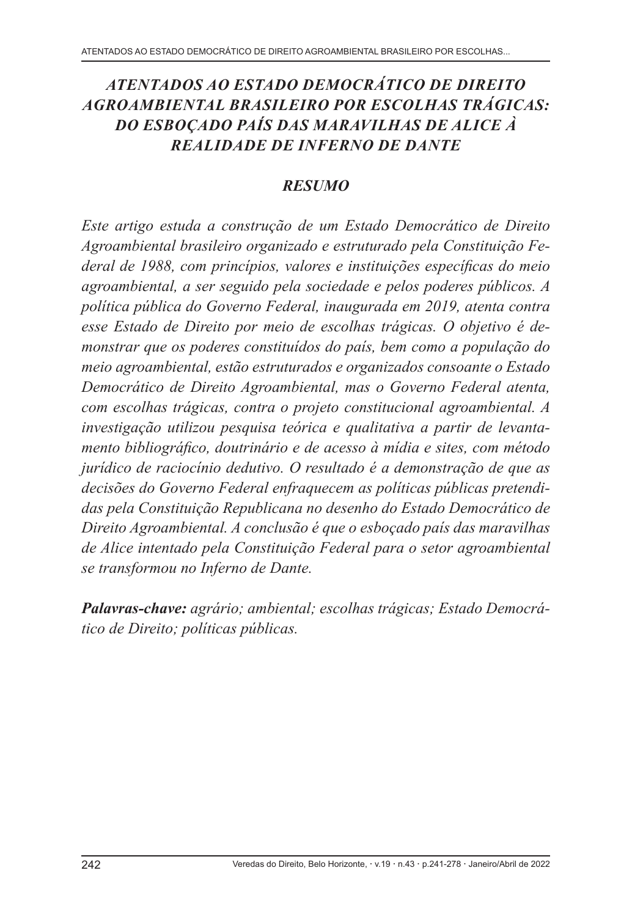## *ATENTADOS AO ESTADO DEMOCRÁTICO DE DIREITO AGROAMBIENTAL BRASILEIRO POR ESCOLHAS TRÁGICAS: DO ESBOÇADO PAÍS DAS MARAVILHAS DE ALICE À REALIDADE DE INFERNO DE DANTE*

### *RESUMO*

*Este artigo estuda a construção de um Estado Democrático de Direito Agroambiental brasileiro organizado e estruturado pela Constituição Federal de 1988, com princípios, valores e instituições específicas do meio agroambiental, a ser seguido pela sociedade e pelos poderes públicos. A política pública do Governo Federal, inaugurada em 2019, atenta contra esse Estado de Direito por meio de escolhas trágicas. O objetivo é demonstrar que os poderes constituídos do país, bem como a população do meio agroambiental, estão estruturados e organizados consoante o Estado Democrático de Direito Agroambiental, mas o Governo Federal atenta, com escolhas trágicas, contra o projeto constitucional agroambiental. A investigação utilizou pesquisa teórica e qualitativa a partir de levantamento bibliográfico, doutrinário e de acesso à mídia e sites, com método jurídico de raciocínio dedutivo. O resultado é a demonstração de que as decisões do Governo Federal enfraquecem as políticas públicas pretendidas pela Constituição Republicana no desenho do Estado Democrático de Direito Agroambiental. A conclusão é que o esboçado país das maravilhas de Alice intentado pela Constituição Federal para o setor agroambiental se transformou no Inferno de Dante.*

***Palavras-chave:*** *agrário; ambiental; escolhas trágicas; Estado Democrático de Direito; políticas públicas.*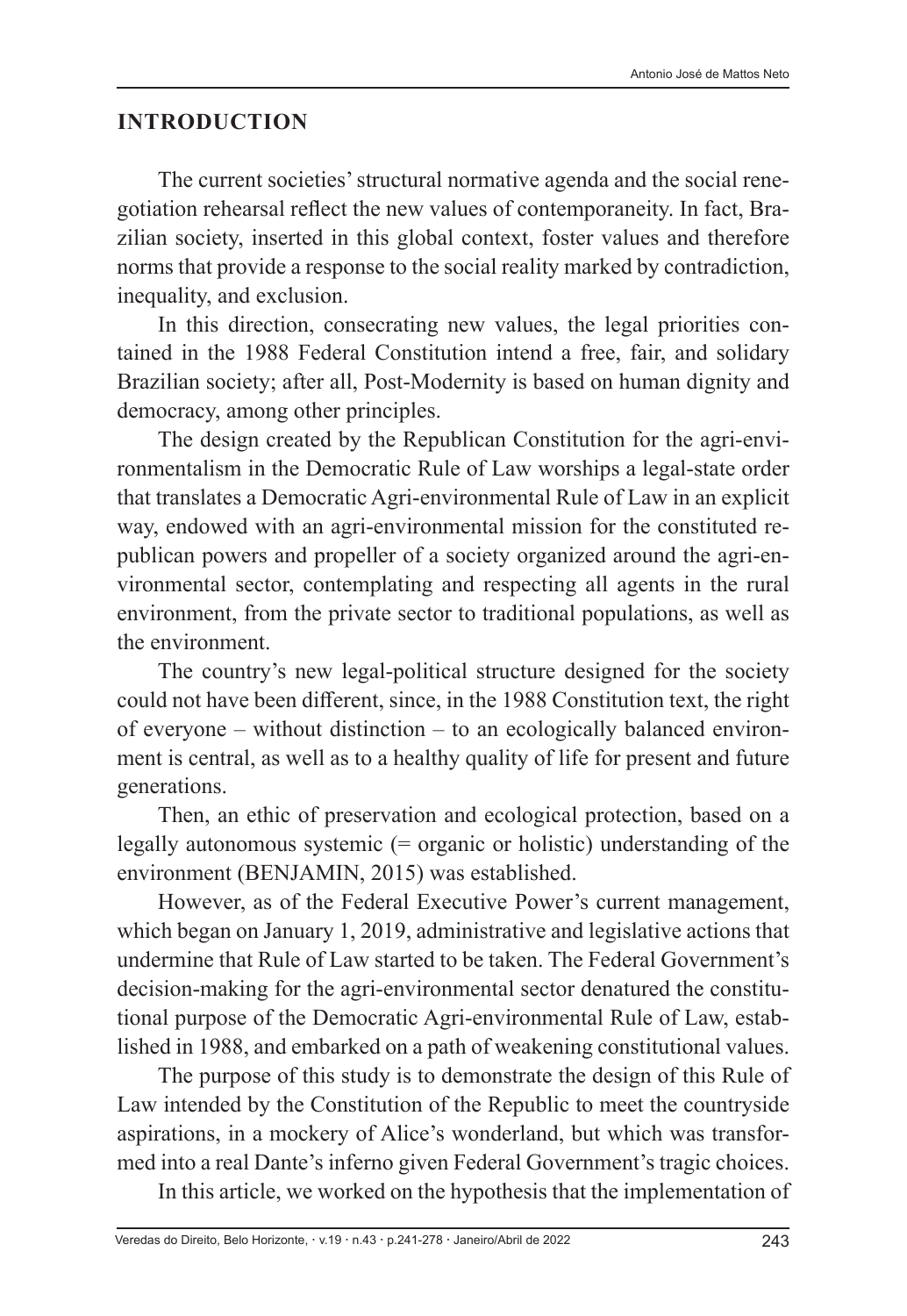## INTRODUCTION

The current societies' structural normative agenda and the social renegotiation rehearsal reflect the new values of contemporaneity. In fact, Brazilian society, inserted in this global context, foster values and therefore norms that provide a response to the social reality marked by contradiction, inequality, and exclusion.

In this direction, consecrating new values, the legal priorities contained in the 1988 Federal Constitution intend a free, fair, and solidary Brazilian society; after all, Post-Modernity is based on human dignity and democracy, among other principles.

The design created by the Republican Constitution for the agri-environmentalism in the Democratic Rule of Law worships a legal-state order that translates a Democratic Agri-environmental Rule of Law in an explicit way, endowed with an agri-environmental mission for the constituted republican powers and propeller of a society organized around the agri-environmental sector, contemplating and respecting all agents in the rural environment, from the private sector to traditional populations, as well as the environment.

The country's new legal-political structure designed for the society could not have been different, since, in the 1988 Constitution text, the right of everyone – without distinction – to an ecologically balanced environment is central, as well as to a healthy quality of life for present and future generations.

Then, an ethic of preservation and ecological protection, based on a legally autonomous systemic (= organic or holistic) understanding of the environment (BENJAMIN, 2015) was established.

However, as of the Federal Executive Power's current management, which began on January 1, 2019, administrative and legislative actions that undermine that Rule of Law started to be taken. The Federal Government's decision-making for the agri-environmental sector denatured the constitutional purpose of the Democratic Agri-environmental Rule of Law, established in 1988, and embarked on a path of weakening constitutional values.

The purpose of this study is to demonstrate the design of this Rule of Law intended by the Constitution of the Republic to meet the countryside aspirations, in a mockery of Alice's wonderland, but which was transformed into a real Dante's inferno given Federal Government's tragic choices.

In this article, we worked on the hypothesis that the implementation of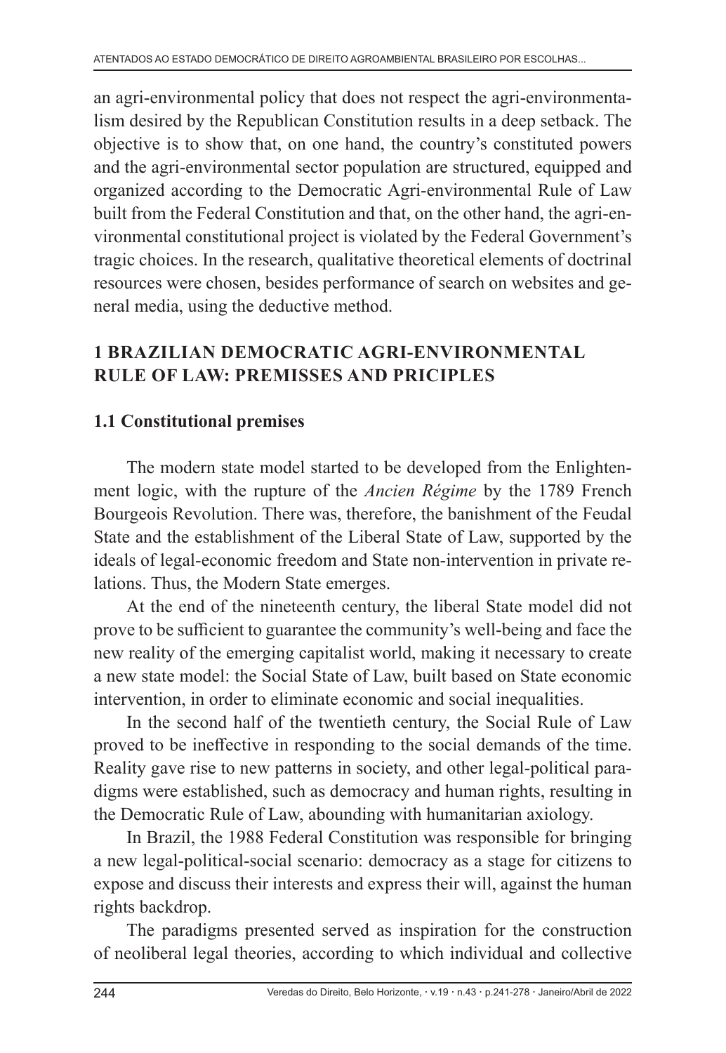an agri-environmental policy that does not respect the agri-environmentalism desired by the Republican Constitution results in a deep setback. The objective is to show that, on one hand, the country's constituted powers and the agri-environmental sector population are structured, equipped and organized according to the Democratic Agri-environmental Rule of Law built from the Federal Constitution and that, on the other hand, the agri-environmental constitutional project is violated by the Federal Government's tragic choices. In the research, qualitative theoretical elements of doctrinal resources were chosen, besides performance of search on websites and general media, using the deductive method.

## 1 BRAZILIAN DEMOCRATIC AGRI-ENVIRONMENTAL RULE OF LAW: PREMISSES AND PRICIPLES

### 1.1 Constitutional premises

The modern state model started to be developed from the Enlightenment logic, with the rupture of the *Ancien Régime* by the 1789 French Bourgeois Revolution. There was, therefore, the banishment of the Feudal State and the establishment of the Liberal State of Law, supported by the ideals of legal-economic freedom and State non-intervention in private relations. Thus, the Modern State emerges.

At the end of the nineteenth century, the liberal State model did not prove to be sufficient to guarantee the community's well-being and face the new reality of the emerging capitalist world, making it necessary to create a new state model: the Social State of Law, built based on State economic intervention, in order to eliminate economic and social inequalities.

In the second half of the twentieth century, the Social Rule of Law proved to be ineffective in responding to the social demands of the time. Reality gave rise to new patterns in society, and other legal-political paradigms were established, such as democracy and human rights, resulting in the Democratic Rule of Law, abounding with humanitarian axiology.

In Brazil, the 1988 Federal Constitution was responsible for bringing a new legal-political-social scenario: democracy as a stage for citizens to expose and discuss their interests and express their will, against the human rights backdrop.

The paradigms presented served as inspiration for the construction of neoliberal legal theories, according to which individual and collective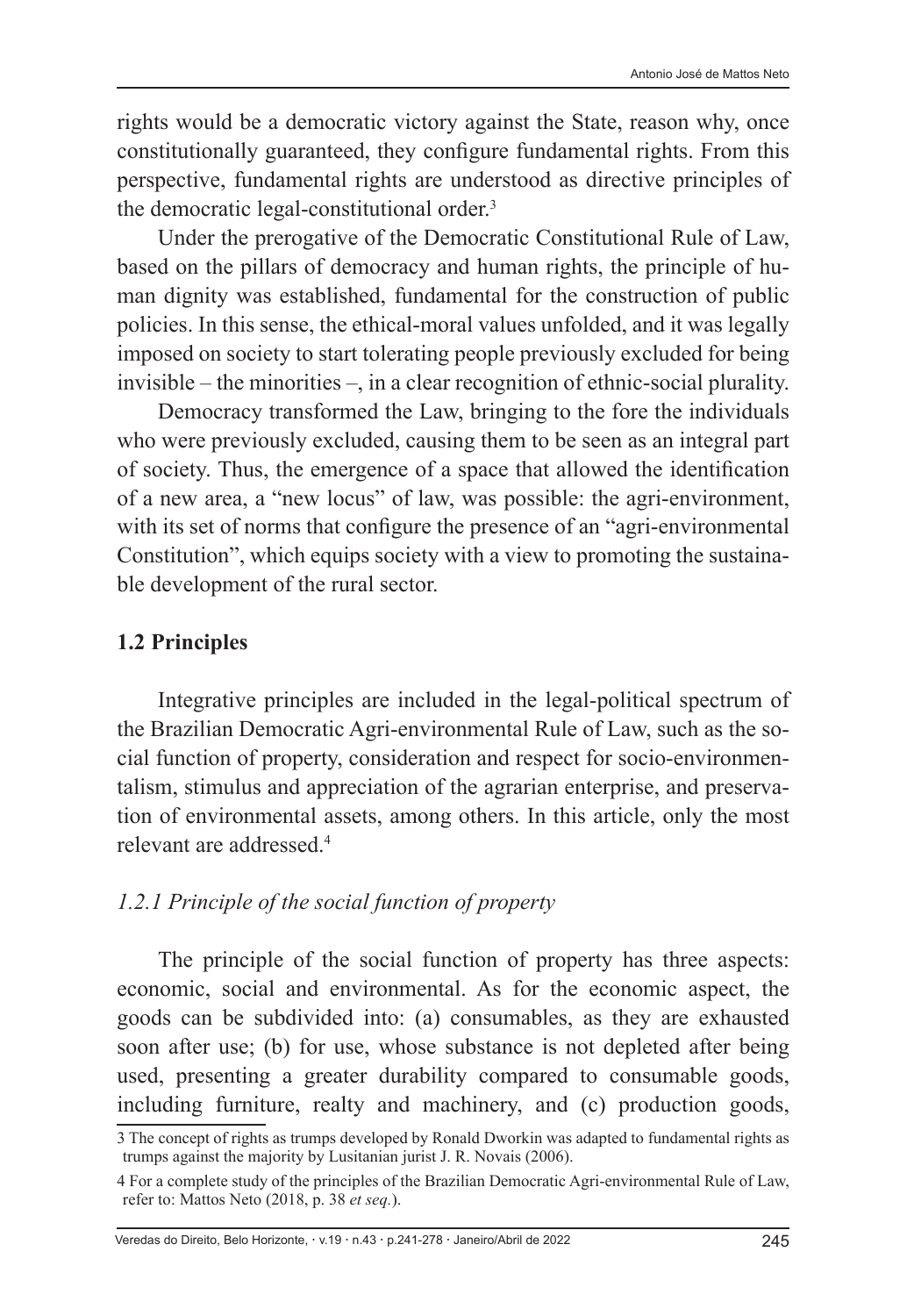rights would be a democratic victory against the State, reason why, once constitutionally guaranteed, they configure fundamental rights. From this perspective, fundamental rights are understood as directive principles of the democratic legal-constitutional order.[3]

Under the prerogative of the Democratic Constitutional Rule of Law, based on the pillars of democracy and human rights, the principle of human dignity was established, fundamental for the construction of public policies. In this sense, the ethical-moral values unfolded, and it was legally imposed on society to start tolerating people previously excluded for being invisible – the minorities –, in a clear recognition of ethnic-social plurality.

Democracy transformed the Law, bringing to the fore the individuals who were previously excluded, causing them to be seen as an integral part of society. Thus, the emergence of a space that allowed the identification of a new area, a "new locus" of law, was possible: the agri-environment, with its set of norms that configure the presence of an "agri-environmental Constitution", which equips society with a view to promoting the sustainable development of the rural sector.

## 1.2 Principles

Integrative principles are included in the legal-political spectrum of the Brazilian Democratic Agri-environmental Rule of Law, such as the social function of property, consideration and respect for socio-environmentalism, stimulus and appreciation of the agrarian enterprise, and preservation of environmental assets, among others. In this article, only the most relevant are addressed.[4]

### *1.2.1 Principle of the social function of property*

The principle of the social function of property has three aspects: economic, social and environmental. As for the economic aspect, the goods can be subdivided into: (a) consumables, as they are exhausted soon after use; (b) for use, whose substance is not depleted after being used, presenting a greater durability compared to consumable goods, including furniture, realty and machinery, and (c) production goods,

---

3 The concept of rights as trumps developed by Ronald Dworkin was adapted to fundamental rights as trumps against the majority by Lusitanian jurist J. R. Novais (2006).

4 For a complete study of the principles of the Brazilian Democratic Agri-environmental Rule of Law, refer to: Mattos Neto (2018, p. 38 *et seq.*).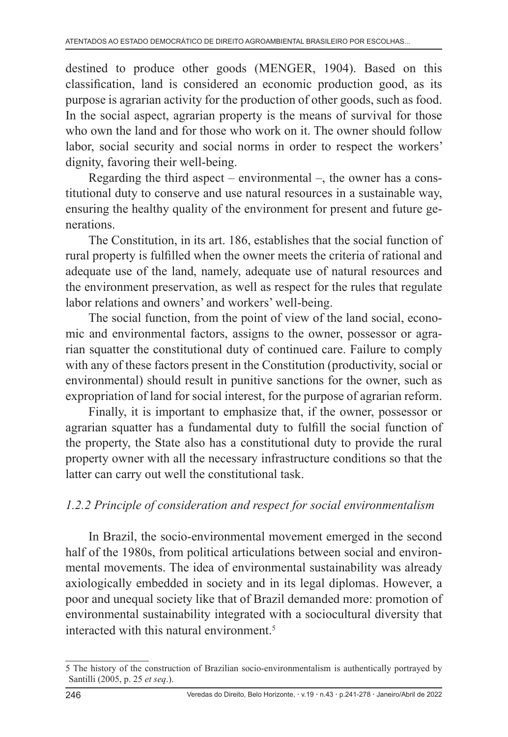destined to produce other goods (MENGER, 1904). Based on this classification, land is considered an economic production good, as its purpose is agrarian activity for the production of other goods, such as food. In the social aspect, agrarian property is the means of survival for those who own the land and for those who work on it. The owner should follow labor, social security and social norms in order to respect the workers' dignity, favoring their well-being.

Regarding the third aspect – environmental –, the owner has a constitutional duty to conserve and use natural resources in a sustainable way, ensuring the healthy quality of the environment for present and future generations.

The Constitution, in its art. 186, establishes that the social function of rural property is fulfilled when the owner meets the criteria of rational and adequate use of the land, namely, adequate use of natural resources and the environment preservation, as well as respect for the rules that regulate labor relations and owners' and workers' well-being.

The social function, from the point of view of the land social, economic and environmental factors, assigns to the owner, possessor or agrarian squatter the constitutional duty of continued care. Failure to comply with any of these factors present in the Constitution (productivity, social or environmental) should result in punitive sanctions for the owner, such as expropriation of land for social interest, for the purpose of agrarian reform.

Finally, it is important to emphasize that, if the owner, possessor or agrarian squatter has a fundamental duty to fulfill the social function of the property, the State also has a constitutional duty to provide the rural property owner with all the necessary infrastructure conditions so that the latter can carry out well the constitutional task.

### *1.2.2 Principle of consideration and respect for social environmentalism*

In Brazil, the socio-environmental movement emerged in the second half of the 1980s, from political articulations between social and environmental movements. The idea of environmental sustainability was already axiologically embedded in society and in its legal diplomas. However, a poor and unequal society like that of Brazil demanded more: promotion of environmental sustainability integrated with a sociocultural diversity that interacted with this natural environment.[5]

---

[5] The history of the construction of Brazilian socio-environmentalism is authentically portrayed by Santilli (2005, p. 25 *et seq*.).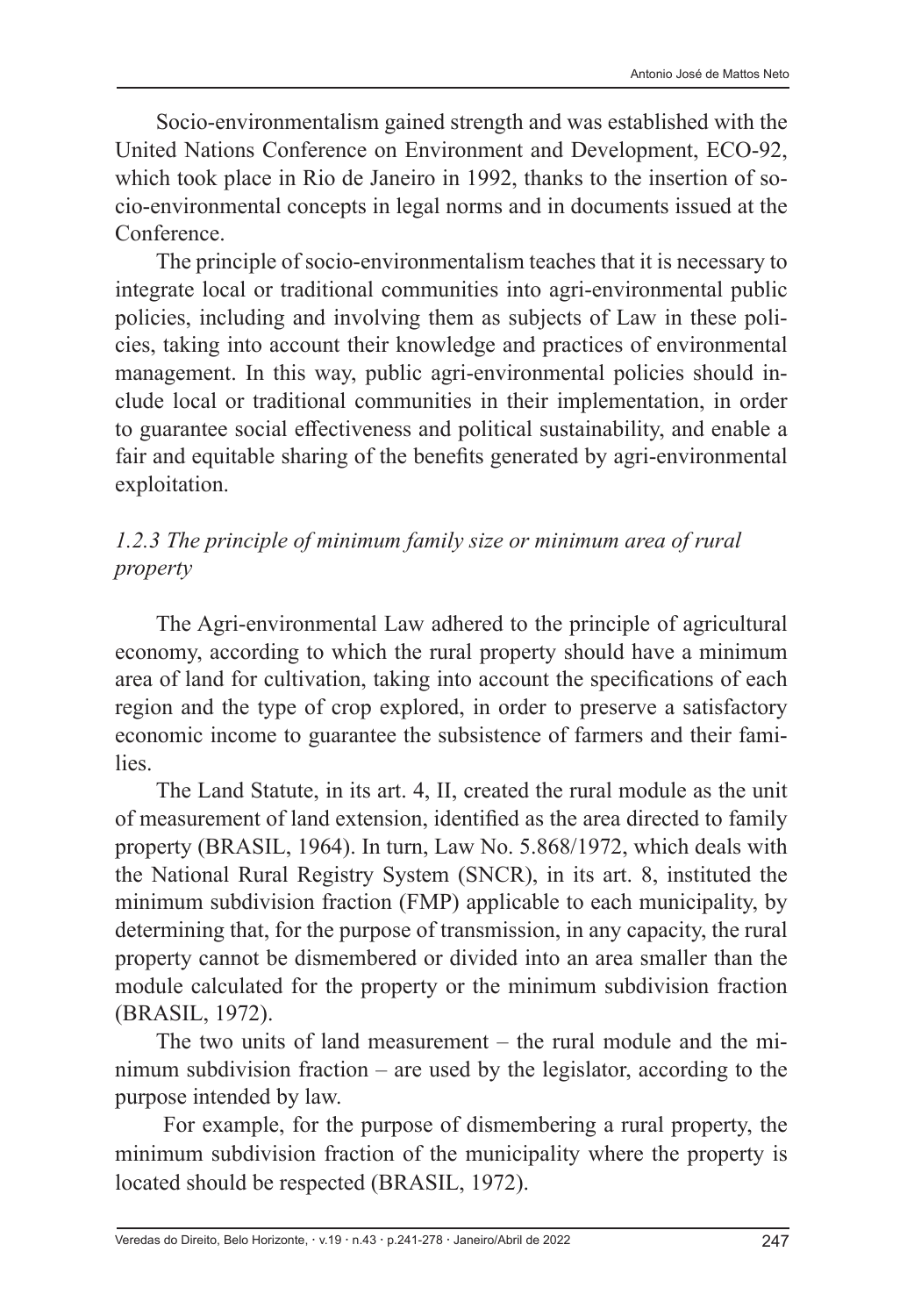Socio-environmentalism gained strength and was established with the United Nations Conference on Environment and Development, ECO-92, which took place in Rio de Janeiro in 1992, thanks to the insertion of socio-environmental concepts in legal norms and in documents issued at the Conference.

The principle of socio-environmentalism teaches that it is necessary to integrate local or traditional communities into agri-environmental public policies, including and involving them as subjects of Law in these policies, taking into account their knowledge and practices of environmental management. In this way, public agri-environmental policies should include local or traditional communities in their implementation, in order to guarantee social effectiveness and political sustainability, and enable a fair and equitable sharing of the benefits generated by agri-environmental exploitation.

#### *1.2.3 The principle of minimum family size or minimum area of rural property*

The Agri-environmental Law adhered to the principle of agricultural economy, according to which the rural property should have a minimum area of land for cultivation, taking into account the specifications of each region and the type of crop explored, in order to preserve a satisfactory economic income to guarantee the subsistence of farmers and their families.

The Land Statute, in its art. 4, II, created the rural module as the unit of measurement of land extension, identified as the area directed to family property (BRASIL, 1964). In turn, Law No. 5.868/1972, which deals with the National Rural Registry System (SNCR), in its art. 8, instituted the minimum subdivision fraction (FMP) applicable to each municipality, by determining that, for the purpose of transmission, in any capacity, the rural property cannot be dismembered or divided into an area smaller than the module calculated for the property or the minimum subdivision fraction (BRASIL, 1972).

The two units of land measurement – the rural module and the minimum subdivision fraction – are used by the legislator, according to the purpose intended by law.

For example, for the purpose of dismembering a rural property, the minimum subdivision fraction of the municipality where the property is located should be respected (BRASIL, 1972).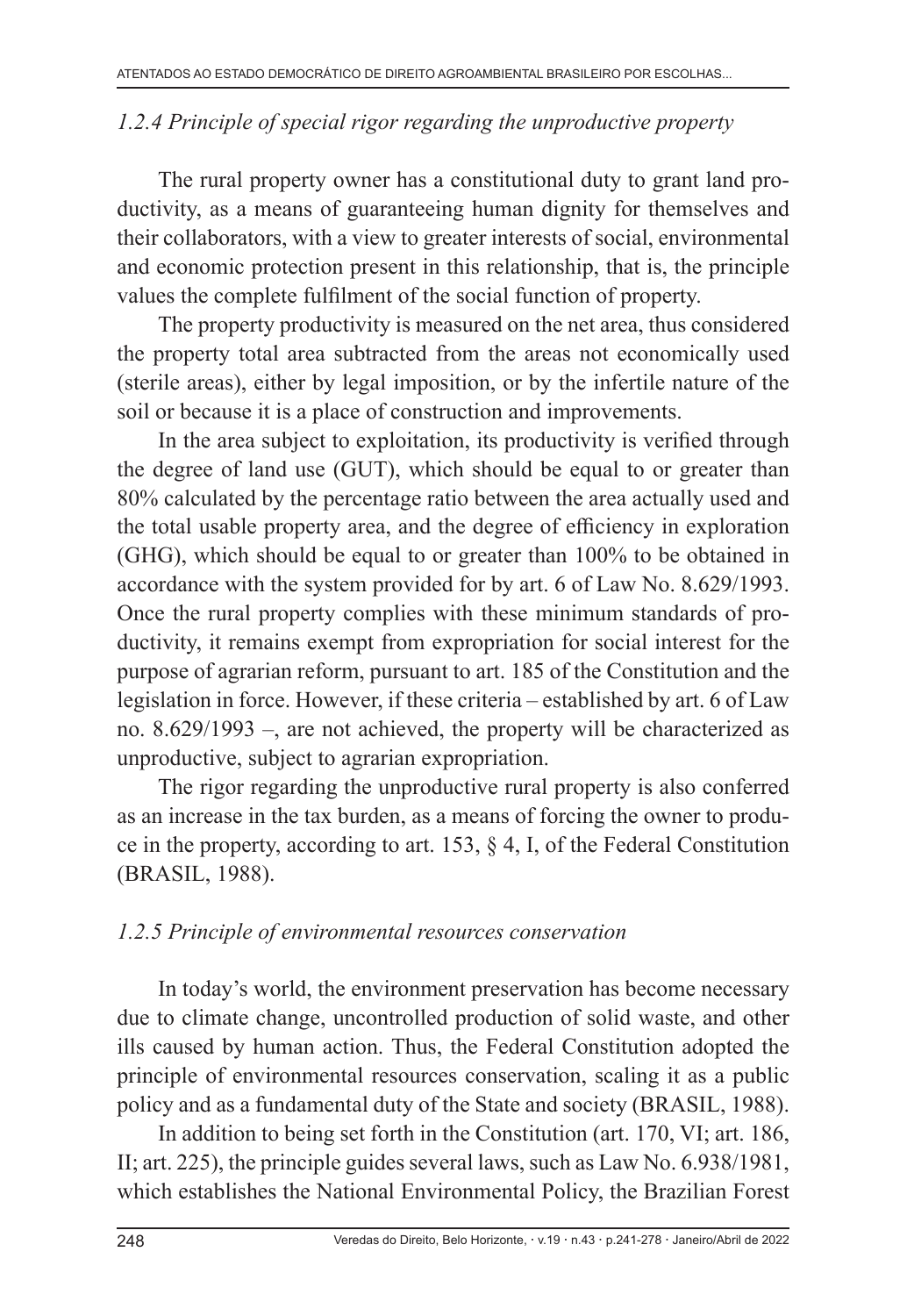### *1.2.4 Principle of special rigor regarding the unproductive property*

The rural property owner has a constitutional duty to grant land productivity, as a means of guaranteeing human dignity for themselves and their collaborators, with a view to greater interests of social, environmental and economic protection present in this relationship, that is, the principle values the complete fulfilment of the social function of property.

The property productivity is measured on the net area, thus considered the property total area subtracted from the areas not economically used (sterile areas), either by legal imposition, or by the infertile nature of the soil or because it is a place of construction and improvements.

In the area subject to exploitation, its productivity is verified through the degree of land use (GUT), which should be equal to or greater than 80% calculated by the percentage ratio between the area actually used and the total usable property area, and the degree of efficiency in exploration (GHG), which should be equal to or greater than 100% to be obtained in accordance with the system provided for by art. 6 of Law No. 8.629/1993. Once the rural property complies with these minimum standards of productivity, it remains exempt from expropriation for social interest for the purpose of agrarian reform, pursuant to art. 185 of the Constitution and the legislation in force. However, if these criteria – established by art. 6 of Law no. 8.629/1993 –, are not achieved, the property will be characterized as unproductive, subject to agrarian expropriation.

The rigor regarding the unproductive rural property is also conferred as an increase in the tax burden, as a means of forcing the owner to produce in the property, according to art. 153, § 4, I, of the Federal Constitution (BRASIL, 1988).

### *1.2.5 Principle of environmental resources conservation*

In today's world, the environment preservation has become necessary due to climate change, uncontrolled production of solid waste, and other ills caused by human action. Thus, the Federal Constitution adopted the principle of environmental resources conservation, scaling it as a public policy and as a fundamental duty of the State and society (BRASIL, 1988).

In addition to being set forth in the Constitution (art. 170, VI; art. 186, II; art. 225), the principle guides several laws, such as Law No. 6.938/1981, which establishes the National Environmental Policy, the Brazilian Forest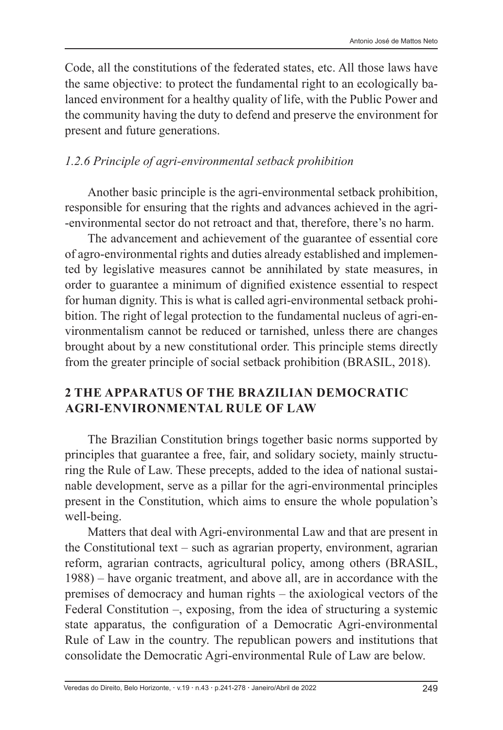Code, all the constitutions of the federated states, etc. All those laws have the same objective: to protect the fundamental right to an ecologically balanced environment for a healthy quality of life, with the Public Power and the community having the duty to defend and preserve the environment for present and future generations.

### *1.2.6 Principle of agri-environmental setback prohibition*

Another basic principle is the agri-environmental setback prohibition, responsible for ensuring that the rights and advances achieved in the agri-environmental sector do not retroact and that, therefore, there's no harm.

The advancement and achievement of the guarantee of essential core of agro-environmental rights and duties already established and implemented by legislative measures cannot be annihilated by state measures, in order to guarantee a minimum of dignified existence essential to respect for human dignity. This is what is called agri-environmental setback prohibition. The right of legal protection to the fundamental nucleus of agri-environmentalism cannot be reduced or tarnished, unless there are changes brought about by a new constitutional order. This principle stems directly from the greater principle of social setback prohibition (BRASIL, 2018).

## 2 THE APPARATUS OF THE BRAZILIAN DEMOCRATIC AGRI-ENVIRONMENTAL RULE OF LAW

The Brazilian Constitution brings together basic norms supported by principles that guarantee a free, fair, and solidary society, mainly structuring the Rule of Law. These precepts, added to the idea of national sustainable development, serve as a pillar for the agri-environmental principles present in the Constitution, which aims to ensure the whole population's well-being.

Matters that deal with Agri-environmental Law and that are present in the Constitutional text – such as agrarian property, environment, agrarian reform, agrarian contracts, agricultural policy, among others (BRASIL, 1988) – have organic treatment, and above all, are in accordance with the premises of democracy and human rights – the axiological vectors of the Federal Constitution –, exposing, from the idea of structuring a systemic state apparatus, the configuration of a Democratic Agri-environmental Rule of Law in the country. The republican powers and institutions that consolidate the Democratic Agri-environmental Rule of Law are below.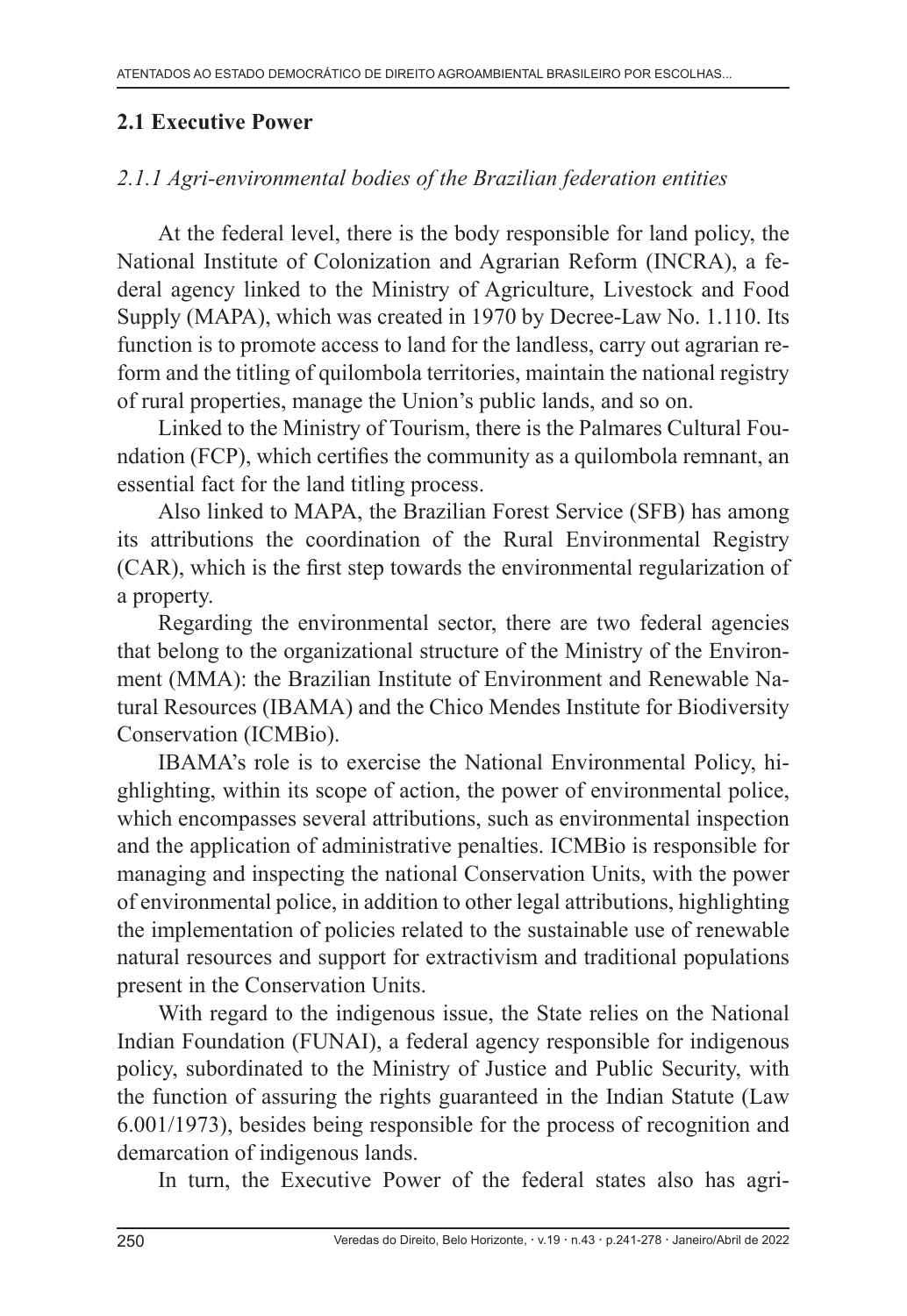## 2.1 Executive Power

### *2.1.1 Agri-environmental bodies of the Brazilian federation entities*

At the federal level, there is the body responsible for land policy, the National Institute of Colonization and Agrarian Reform (INCRA), a federal agency linked to the Ministry of Agriculture, Livestock and Food Supply (MAPA), which was created in 1970 by Decree-Law No. 1.110. Its function is to promote access to land for the landless, carry out agrarian reform and the titling of quilombola territories, maintain the national registry of rural properties, manage the Union's public lands, and so on.

Linked to the Ministry of Tourism, there is the Palmares Cultural Foundation (FCP), which certifies the community as a quilombola remnant, an essential fact for the land titling process.

Also linked to MAPA, the Brazilian Forest Service (SFB) has among its attributions the coordination of the Rural Environmental Registry (CAR), which is the first step towards the environmental regularization of a property.

Regarding the environmental sector, there are two federal agencies that belong to the organizational structure of the Ministry of the Environment (MMA): the Brazilian Institute of Environment and Renewable Natural Resources (IBAMA) and the Chico Mendes Institute for Biodiversity Conservation (ICMBio).

IBAMA's role is to exercise the National Environmental Policy, highlighting, within its scope of action, the power of environmental police, which encompasses several attributions, such as environmental inspection and the application of administrative penalties. ICMBio is responsible for managing and inspecting the national Conservation Units, with the power of environmental police, in addition to other legal attributions, highlighting the implementation of policies related to the sustainable use of renewable natural resources and support for extractivism and traditional populations present in the Conservation Units.

With regard to the indigenous issue, the State relies on the National Indian Foundation (FUNAI), a federal agency responsible for indigenous policy, subordinated to the Ministry of Justice and Public Security, with the function of assuring the rights guaranteed in the Indian Statute (Law 6.001/1973), besides being responsible for the process of recognition and demarcation of indigenous lands.

In turn, the Executive Power of the federal states also has agri-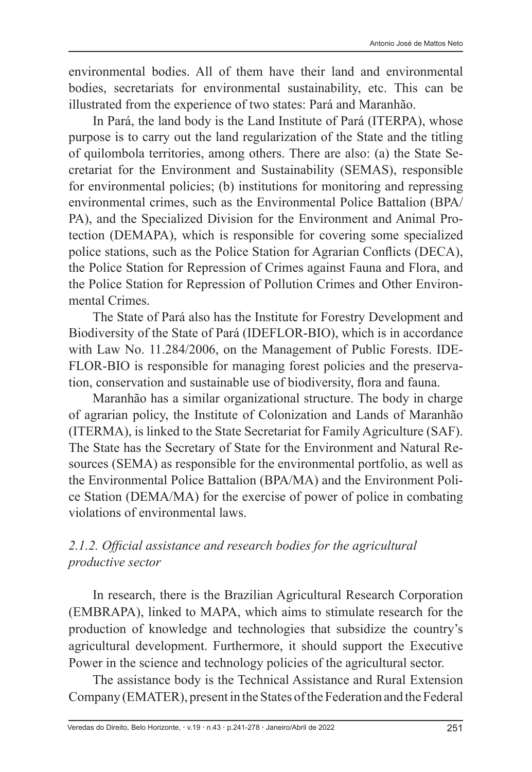environmental bodies. All of them have their land and environmental bodies, secretariats for environmental sustainability, etc. This can be illustrated from the experience of two states: Pará and Maranhão.

In Pará, the land body is the Land Institute of Pará (ITERPA), whose purpose is to carry out the land regularization of the State and the titling of quilombola territories, among others. There are also: (a) the State Secretariat for the Environment and Sustainability (SEMAS), responsible for environmental policies; (b) institutions for monitoring and repressing environmental crimes, such as the Environmental Police Battalion (BPA/PA), and the Specialized Division for the Environment and Animal Protection (DEMAPA), which is responsible for covering some specialized police stations, such as the Police Station for Agrarian Conflicts (DECA), the Police Station for Repression of Crimes against Fauna and Flora, and the Police Station for Repression of Pollution Crimes and Other Environmental Crimes.

The State of Pará also has the Institute for Forestry Development and Biodiversity of the State of Pará (IDEFLOR-BIO), which is in accordance with Law No. 11.284/2006, on the Management of Public Forests. IDEFLOR-BIO is responsible for managing forest policies and the preservation, conservation and sustainable use of biodiversity, flora and fauna.

Maranhão has a similar organizational structure. The body in charge of agrarian policy, the Institute of Colonization and Lands of Maranhão (ITERMA), is linked to the State Secretariat for Family Agriculture (SAF). The State has the Secretary of State for the Environment and Natural Resources (SEMA) as responsible for the environmental portfolio, as well as the Environmental Police Battalion (BPA/MA) and the Environment Police Station (DEMA/MA) for the exercise of power of police in combating violations of environmental laws.

#### *2.1.2. Official assistance and research bodies for the agricultural productive sector*

In research, there is the Brazilian Agricultural Research Corporation (EMBRAPA), linked to MAPA, which aims to stimulate research for the production of knowledge and technologies that subsidize the country's agricultural development. Furthermore, it should support the Executive Power in the science and technology policies of the agricultural sector.

The assistance body is the Technical Assistance and Rural Extension Company (EMATER), present in the States of the Federation and the Federal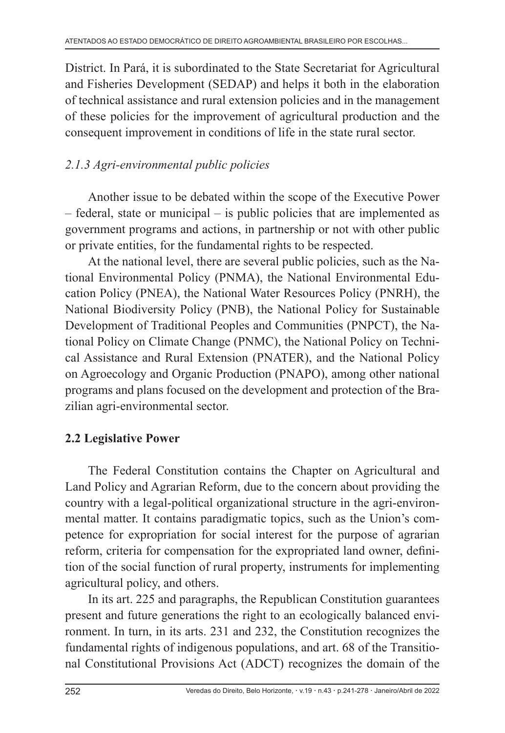District. In Pará, it is subordinated to the State Secretariat for Agricultural and Fisheries Development (SEDAP) and helps it both in the elaboration of technical assistance and rural extension policies and in the management of these policies for the improvement of agricultural production and the consequent improvement in conditions of life in the state rural sector.

### *2.1.3 Agri-environmental public policies*

Another issue to be debated within the scope of the Executive Power – federal, state or municipal – is public policies that are implemented as government programs and actions, in partnership or not with other public or private entities, for the fundamental rights to be respected.

At the national level, there are several public policies, such as the National Environmental Policy (PNMA), the National Environmental Education Policy (PNEA), the National Water Resources Policy (PNRH), the National Biodiversity Policy (PNB), the National Policy for Sustainable Development of Traditional Peoples and Communities (PNPCT), the National Policy on Climate Change (PNMC), the National Policy on Technical Assistance and Rural Extension (PNATER), and the National Policy on Agroecology and Organic Production (PNAPO), among other national programs and plans focused on the development and protection of the Brazilian agri-environmental sector.

## **2.2 Legislative Power**

The Federal Constitution contains the Chapter on Agricultural and Land Policy and Agrarian Reform, due to the concern about providing the country with a legal-political organizational structure in the agri-environmental matter. It contains paradigmatic topics, such as the Union's competence for expropriation for social interest for the purpose of agrarian reform, criteria for compensation for the expropriated land owner, definition of the social function of rural property, instruments for implementing agricultural policy, and others.

In its art. 225 and paragraphs, the Republican Constitution guarantees present and future generations the right to an ecologically balanced environment. In turn, in its arts. 231 and 232, the Constitution recognizes the fundamental rights of indigenous populations, and art. 68 of the Transitional Constitutional Provisions Act (ADCT) recognizes the domain of the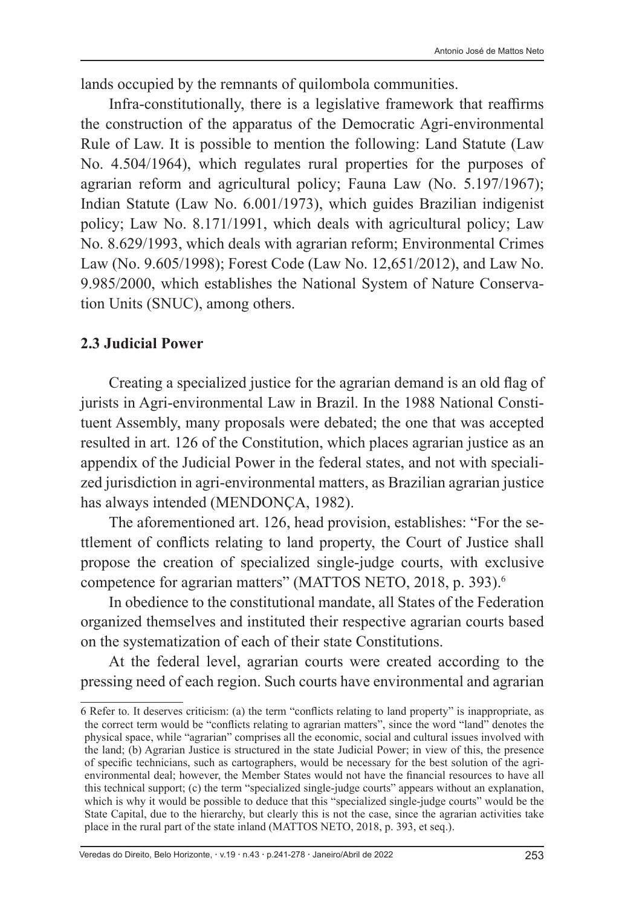lands occupied by the remnants of quilombola communities.

Infra-constitutionally, there is a legislative framework that reaffirms the construction of the apparatus of the Democratic Agri-environmental Rule of Law. It is possible to mention the following: Land Statute (Law No. 4.504/1964), which regulates rural properties for the purposes of agrarian reform and agricultural policy; Fauna Law (No. 5.197/1967); Indian Statute (Law No. 6.001/1973), which guides Brazilian indigenist policy; Law No. 8.171/1991, which deals with agricultural policy; Law No. 8.629/1993, which deals with agrarian reform; Environmental Crimes Law (No. 9.605/1998); Forest Code (Law No. 12,651/2012), and Law No. 9.985/2000, which establishes the National System of Nature Conservation Units (SNUC), among others.

### 2.3 Judicial Power

Creating a specialized justice for the agrarian demand is an old flag of jurists in Agri-environmental Law in Brazil. In the 1988 National Constituent Assembly, many proposals were debated; the one that was accepted resulted in art. 126 of the Constitution, which places agrarian justice as an appendix of the Judicial Power in the federal states, and not with specialized jurisdiction in agri-environmental matters, as Brazilian agrarian justice has always intended (MENDONÇA, 1982).

The aforementioned art. 126, head provision, establishes: "For the settlement of conflicts relating to land property, the Court of Justice shall propose the creation of specialized single-judge courts, with exclusive competence for agrarian matters" (MATTOS NETO, 2018, p. 393).[6]

In obedience to the constitutional mandate, all States of the Federation organized themselves and instituted their respective agrarian courts based on the systematization of each of their state Constitutions.

At the federal level, agrarian courts were created according to the pressing need of each region. Such courts have environmental and agrarian

---

6 Refer to. It deserves criticism: (a) the term "conflicts relating to land property" is inappropriate, as the correct term would be "conflicts relating to agrarian matters", since the word "land" denotes the physical space, while "agrarian" comprises all the economic, social and cultural issues involved with the land; (b) Agrarian Justice is structured in the state Judicial Power; in view of this, the presence of specific technicians, such as cartographers, would be necessary for the best solution of the agri-environmental deal; however, the Member States would not have the financial resources to have all this technical support; (c) the term "specialized single-judge courts" appears without an explanation, which is why it would be possible to deduce that this "specialized single-judge courts" would be the State Capital, due to the hierarchy, but clearly this is not the case, since the agrarian activities take place in the rural part of the state inland (MATTOS NETO, 2018, p. 393, et seq.).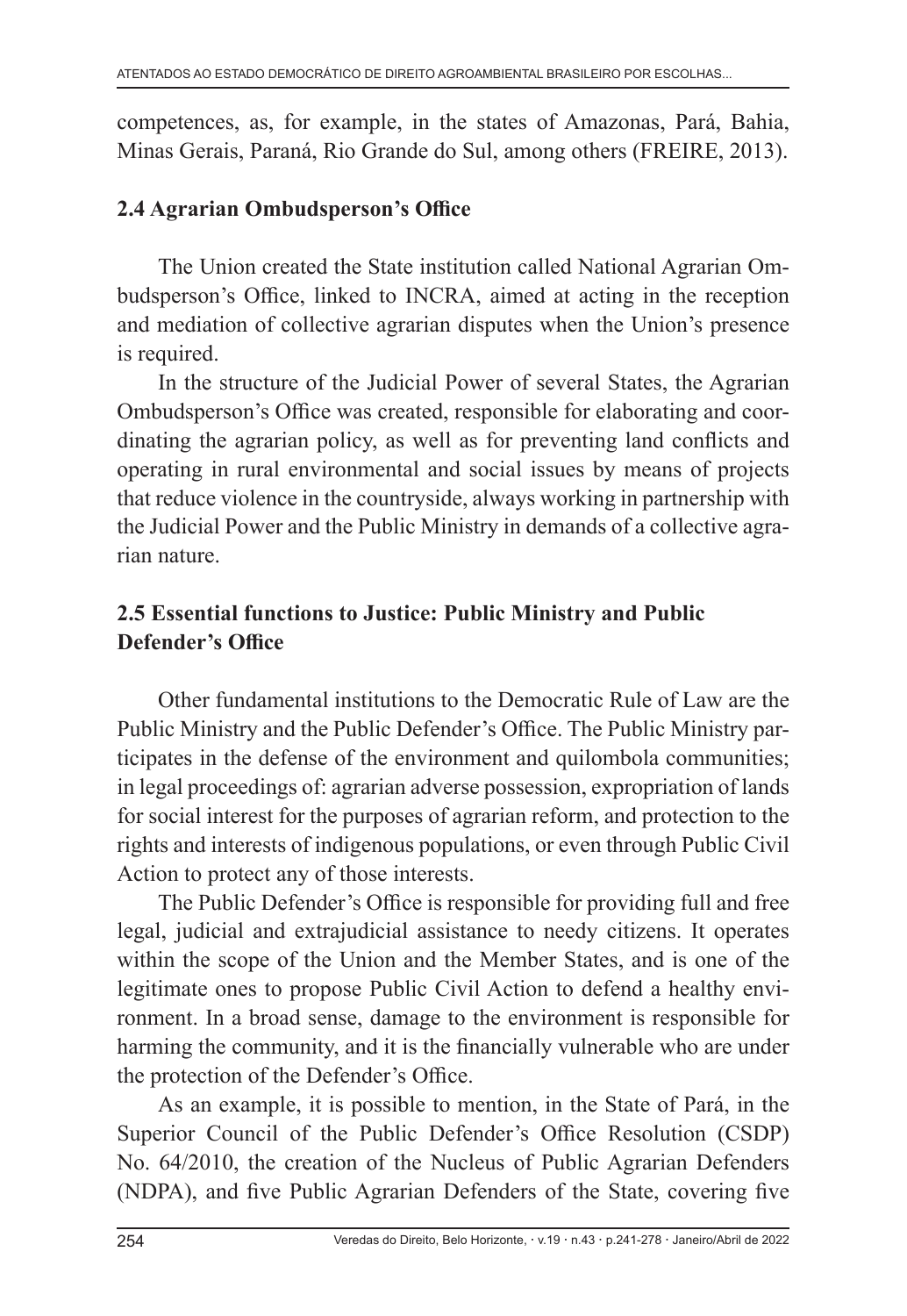competences, as, for example, in the states of Amazonas, Pará, Bahia, Minas Gerais, Paraná, Rio Grande do Sul, among others (FREIRE, 2013).

### 2.4 Agrarian Ombudsperson's Office

The Union created the State institution called National Agrarian Ombudsperson's Office, linked to INCRA, aimed at acting in the reception and mediation of collective agrarian disputes when the Union's presence is required.

In the structure of the Judicial Power of several States, the Agrarian Ombudsperson's Office was created, responsible for elaborating and coordinating the agrarian policy, as well as for preventing land conflicts and operating in rural environmental and social issues by means of projects that reduce violence in the countryside, always working in partnership with the Judicial Power and the Public Ministry in demands of a collective agrarian nature.

### 2.5 Essential functions to Justice: Public Ministry and Public Defender's Office

Other fundamental institutions to the Democratic Rule of Law are the Public Ministry and the Public Defender's Office. The Public Ministry participates in the defense of the environment and quilombola communities; in legal proceedings of: agrarian adverse possession, expropriation of lands for social interest for the purposes of agrarian reform, and protection to the rights and interests of indigenous populations, or even through Public Civil Action to protect any of those interests.

The Public Defender's Office is responsible for providing full and free legal, judicial and extrajudicial assistance to needy citizens. It operates within the scope of the Union and the Member States, and is one of the legitimate ones to propose Public Civil Action to defend a healthy environment. In a broad sense, damage to the environment is responsible for harming the community, and it is the financially vulnerable who are under the protection of the Defender's Office.

As an example, it is possible to mention, in the State of Pará, in the Superior Council of the Public Defender's Office Resolution (CSDP) No. 64/2010, the creation of the Nucleus of Public Agrarian Defenders (NDPA), and five Public Agrarian Defenders of the State, covering five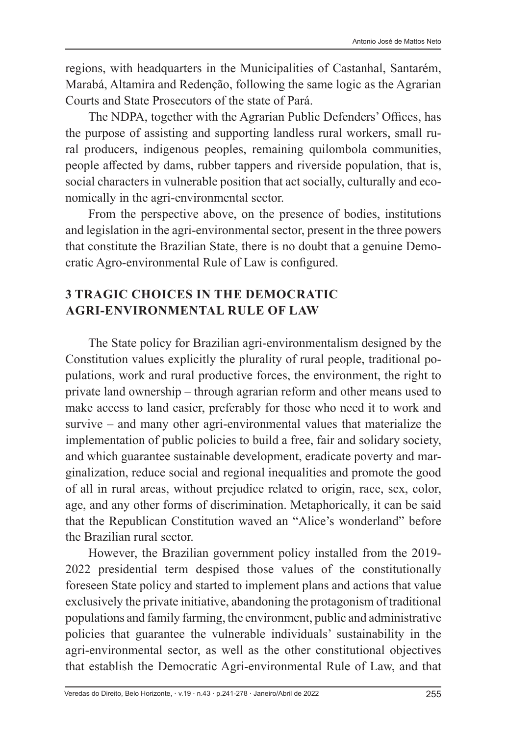regions, with headquarters in the Municipalities of Castanhal, Santarém, Marabá, Altamira and Redenção, following the same logic as the Agrarian Courts and State Prosecutors of the state of Pará.

The NDPA, together with the Agrarian Public Defenders' Offices, has the purpose of assisting and supporting landless rural workers, small rural producers, indigenous peoples, remaining quilombola communities, people affected by dams, rubber tappers and riverside population, that is, social characters in vulnerable position that act socially, culturally and economically in the agri-environmental sector.

From the perspective above, on the presence of bodies, institutions and legislation in the agri-environmental sector, present in the three powers that constitute the Brazilian State, there is no doubt that a genuine Democratic Agro-environmental Rule of Law is configured.

## 3 TRAGIC CHOICES IN THE DEMOCRATIC AGRI-ENVIRONMENTAL RULE OF LAW

The State policy for Brazilian agri-environmentalism designed by the Constitution values explicitly the plurality of rural people, traditional populations, work and rural productive forces, the environment, the right to private land ownership – through agrarian reform and other means used to make access to land easier, preferably for those who need it to work and survive – and many other agri-environmental values that materialize the implementation of public policies to build a free, fair and solidary society, and which guarantee sustainable development, eradicate poverty and marginalization, reduce social and regional inequalities and promote the good of all in rural areas, without prejudice related to origin, race, sex, color, age, and any other forms of discrimination. Metaphorically, it can be said that the Republican Constitution waved an "Alice's wonderland" before the Brazilian rural sector.

However, the Brazilian government policy installed from the 2019-2022 presidential term despised those values of the constitutionally foreseen State policy and started to implement plans and actions that value exclusively the private initiative, abandoning the protagonism of traditional populations and family farming, the environment, public and administrative policies that guarantee the vulnerable individuals' sustainability in the agri-environmental sector, as well as the other constitutional objectives that establish the Democratic Agri-environmental Rule of Law, and that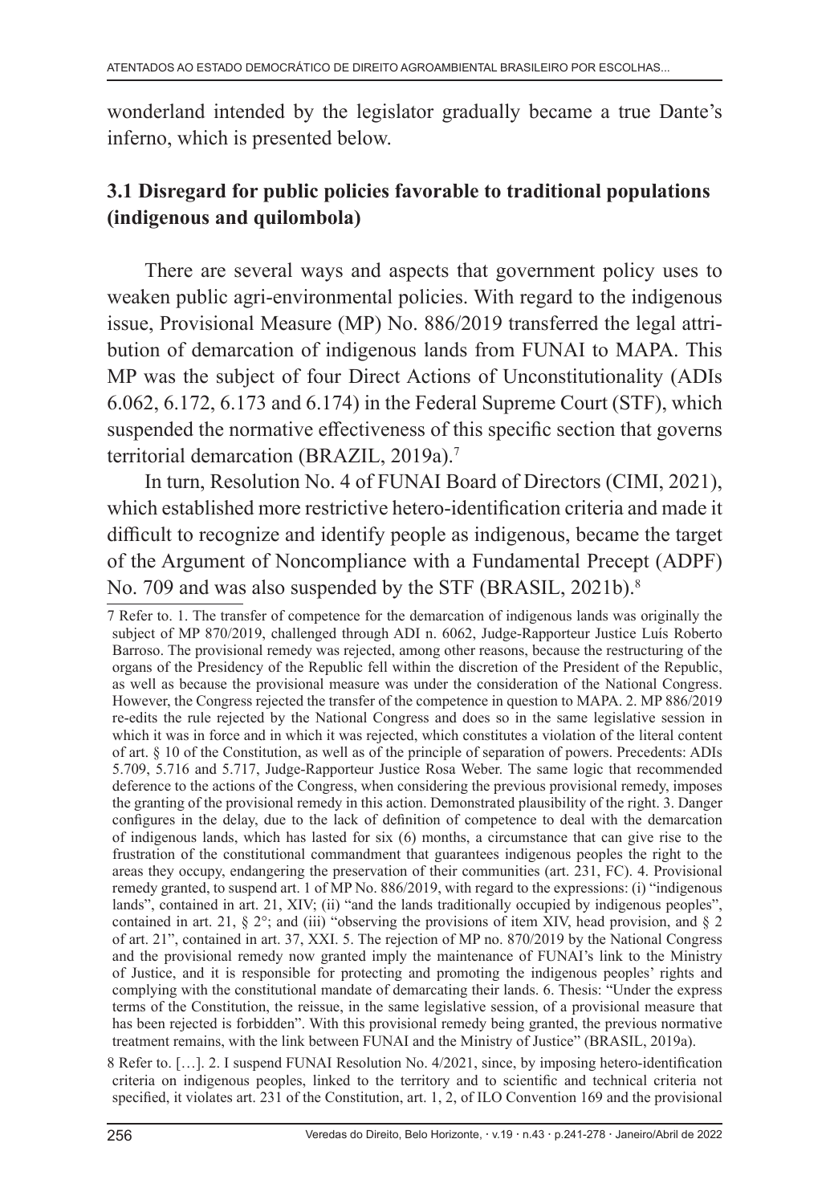wonderland intended by the legislator gradually became a true Dante's inferno, which is presented below.

### 3.1 Disregard for public policies favorable to traditional populations (indigenous and quilombola)

There are several ways and aspects that government policy uses to weaken public agri-environmental policies. With regard to the indigenous issue, Provisional Measure (MP) No. 886/2019 transferred the legal attribution of demarcation of indigenous lands from FUNAI to MAPA. This MP was the subject of four Direct Actions of Unconstitutionality (ADIs 6.062, 6.172, 6.173 and 6.174) in the Federal Supreme Court (STF), which suspended the normative effectiveness of this specific section that governs territorial demarcation (BRAZIL, 2019a).[7]

In turn, Resolution No. 4 of FUNAI Board of Directors (CIMI, 2021), which established more restrictive hetero-identification criteria and made it difficult to recognize and identify people as indigenous, became the target of the Argument of Noncompliance with a Fundamental Precept (ADPF) No. 709 and was also suspended by the STF (BRASIL, 2021b).[8]

---

7 Refer to. 1. The transfer of competence for the demarcation of indigenous lands was originally the subject of MP 870/2019, challenged through ADI n. 6062, Judge-Rapporteur Justice Luís Roberto Barroso. The provisional remedy was rejected, among other reasons, because the restructuring of the organs of the Presidency of the Republic fell within the discretion of the President of the Republic, as well as because the provisional measure was under the consideration of the National Congress. However, the Congress rejected the transfer of the competence in question to MAPA. 2. MP 886/2019 re-edits the rule rejected by the National Congress and does so in the same legislative session in which it was in force and in which it was rejected, which constitutes a violation of the literal content of art. § 10 of the Constitution, as well as of the principle of separation of powers. Precedents: ADIs 5.709, 5.716 and 5.717, Judge-Rapporteur Justice Rosa Weber. The same logic that recommended deference to the actions of the Congress, when considering the previous provisional remedy, imposes the granting of the provisional remedy in this action. Demonstrated plausibility of the right. 3. Danger configures in the delay, due to the lack of definition of competence to deal with the demarcation of indigenous lands, which has lasted for six (6) months, a circumstance that can give rise to the frustration of the constitutional commandment that guarantees indigenous peoples the right to the areas they occupy, endangering the preservation of their communities (art. 231, FC). 4. Provisional remedy granted, to suspend art. 1 of MP No. 886/2019, with regard to the expressions: (i) "indigenous lands", contained in art. 21, XIV; (ii) "and the lands traditionally occupied by indigenous peoples", contained in art. 21, § 2°; and (iii) "observing the provisions of item XIV, head provision, and § 2 of art. 21", contained in art. 37, XXI. 5. The rejection of MP no. 870/2019 by the National Congress and the provisional remedy now granted imply the maintenance of FUNAI's link to the Ministry of Justice, and it is responsible for protecting and promoting the indigenous peoples' rights and complying with the constitutional mandate of demarcating their lands. 6. Thesis: "Under the express terms of the Constitution, the reissue, in the same legislative session, of a provisional measure that has been rejected is forbidden". With this provisional remedy being granted, the previous normative treatment remains, with the link between FUNAI and the Ministry of Justice" (BRASIL, 2019a).

8 Refer to. […]. 2. I suspend FUNAI Resolution No. 4/2021, since, by imposing hetero-identification criteria on indigenous peoples, linked to the territory and to scientific and technical criteria not specified, it violates art. 231 of the Constitution, art. 1, 2, of ILO Convention 169 and the provisional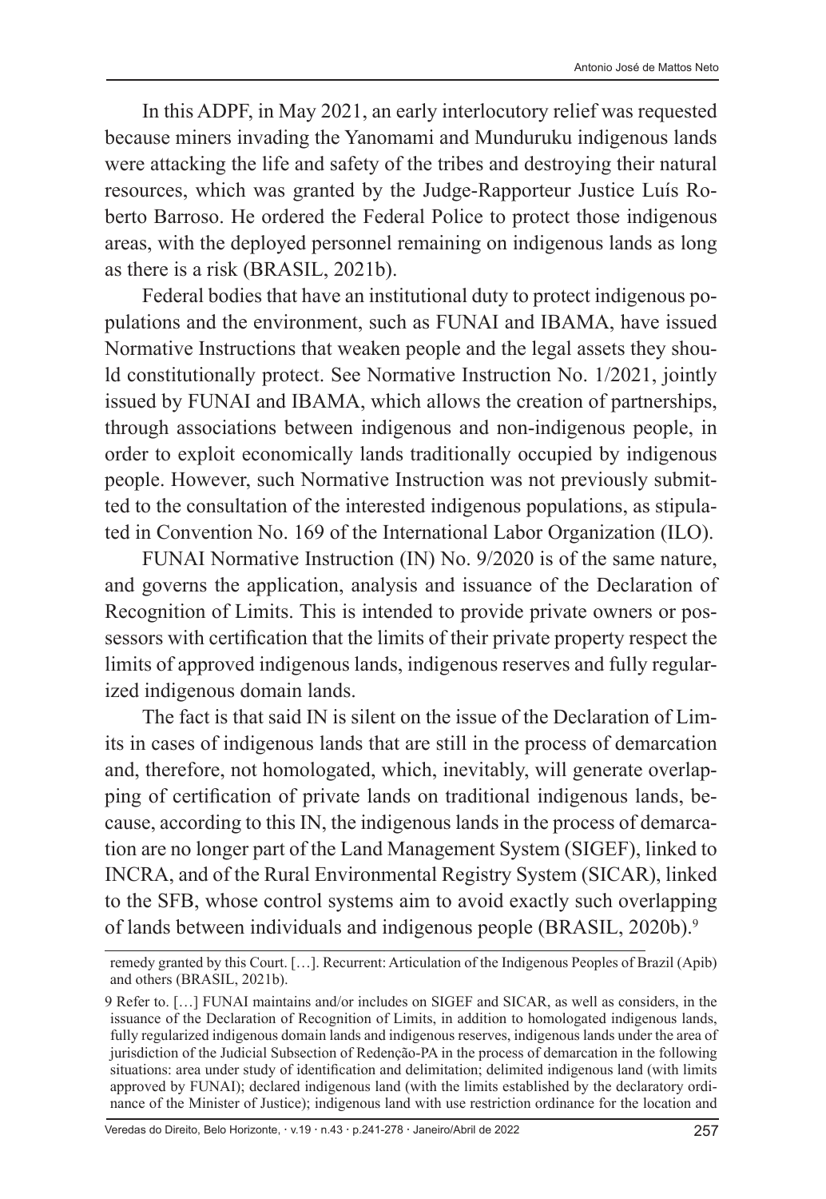In this ADPF, in May 2021, an early interlocutory relief was requested because miners invading the Yanomami and Munduruku indigenous lands were attacking the life and safety of the tribes and destroying their natural resources, which was granted by the Judge-Rapporteur Justice Luís Roberto Barroso. He ordered the Federal Police to protect those indigenous areas, with the deployed personnel remaining on indigenous lands as long as there is a risk (BRASIL, 2021b).

Federal bodies that have an institutional duty to protect indigenous populations and the environment, such as FUNAI and IBAMA, have issued Normative Instructions that weaken people and the legal assets they should constitutionally protect. See Normative Instruction No. 1/2021, jointly issued by FUNAI and IBAMA, which allows the creation of partnerships, through associations between indigenous and non-indigenous people, in order to exploit economically lands traditionally occupied by indigenous people. However, such Normative Instruction was not previously submitted to the consultation of the interested indigenous populations, as stipulated in Convention No. 169 of the International Labor Organization (ILO).

FUNAI Normative Instruction (IN) No. 9/2020 is of the same nature, and governs the application, analysis and issuance of the Declaration of Recognition of Limits. This is intended to provide private owners or possessors with certification that the limits of their private property respect the limits of approved indigenous lands, indigenous reserves and fully regularized indigenous domain lands.

The fact is that said IN is silent on the issue of the Declaration of Limits in cases of indigenous lands that are still in the process of demarcation and, therefore, not homologated, which, inevitably, will generate overlapping of certification of private lands on traditional indigenous lands, because, according to this IN, the indigenous lands in the process of demarcation are no longer part of the Land Management System (SIGEF), linked to INCRA, and of the Rural Environmental Registry System (SICAR), linked to the SFB, whose control systems aim to avoid exactly such overlapping of lands between individuals and indigenous people (BRASIL, 2020b).[9]

---

remedy granted by this Court. […]. Recurrent: Articulation of the Indigenous Peoples of Brazil (Apib) and others (BRASIL, 2021b).

9 Refer to. […] FUNAI maintains and/or includes on SIGEF and SICAR, as well as considers, in the issuance of the Declaration of Recognition of Limits, in addition to homologated indigenous lands, fully regularized indigenous domain lands and indigenous reserves, indigenous lands under the area of jurisdiction of the Judicial Subsection of Redenção-PA in the process of demarcation in the following situations: area under study of identification and delimitation; delimited indigenous land (with limits approved by FUNAI); declared indigenous land (with the limits established by the declaratory ordinance of the Minister of Justice); indigenous land with use restriction ordinance for the location and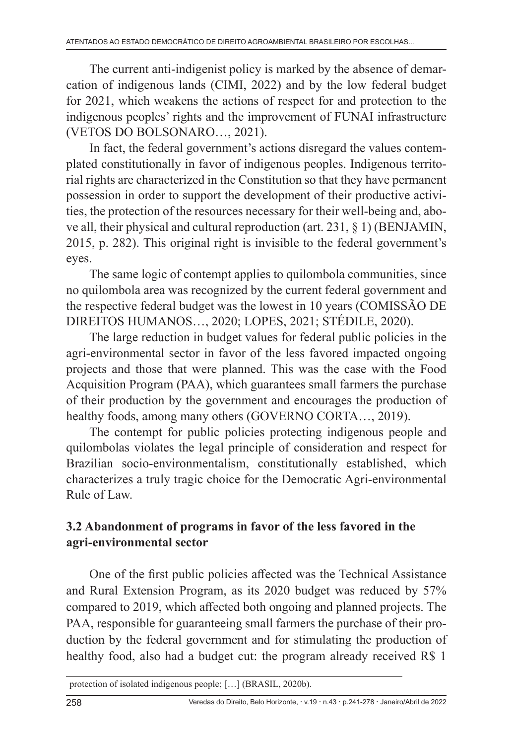The current anti-indigenist policy is marked by the absence of demarcation of indigenous lands (CIMI, 2022) and by the low federal budget for 2021, which weakens the actions of respect for and protection to the indigenous peoples' rights and the improvement of FUNAI infrastructure (VETOS DO BOLSONARO…, 2021).

In fact, the federal government's actions disregard the values contemplated constitutionally in favor of indigenous peoples. Indigenous territorial rights are characterized in the Constitution so that they have permanent possession in order to support the development of their productive activities, the protection of the resources necessary for their well-being and, above all, their physical and cultural reproduction (art. 231, § 1) (BENJAMIN, 2015, p. 282). This original right is invisible to the federal government's eyes.

The same logic of contempt applies to quilombola communities, since no quilombola area was recognized by the current federal government and the respective federal budget was the lowest in 10 years (COMISSÃO DE DIREITOS HUMANOS…, 2020; LOPES, 2021; STÉDILE, 2020).

The large reduction in budget values for federal public policies in the agri-environmental sector in favor of the less favored impacted ongoing projects and those that were planned. This was the case with the Food Acquisition Program (PAA), which guarantees small farmers the purchase of their production by the government and encourages the production of healthy foods, among many others (GOVERNO CORTA…, 2019).

The contempt for public policies protecting indigenous people and quilombolas violates the legal principle of consideration and respect for Brazilian socio-environmentalism, constitutionally established, which characterizes a truly tragic choice for the Democratic Agri-environmental Rule of Law.

### 3.2 Abandonment of programs in favor of the less favored in the agri-environmental sector

One of the first public policies affected was the Technical Assistance and Rural Extension Program, as its 2020 budget was reduced by 57% compared to 2019, which affected both ongoing and planned projects. The PAA, responsible for guaranteeing small farmers the purchase of their production by the federal government and for stimulating the production of healthy food, also had a budget cut: the program already received R$ 1

protection of isolated indigenous people; […] (BRASIL, 2020b).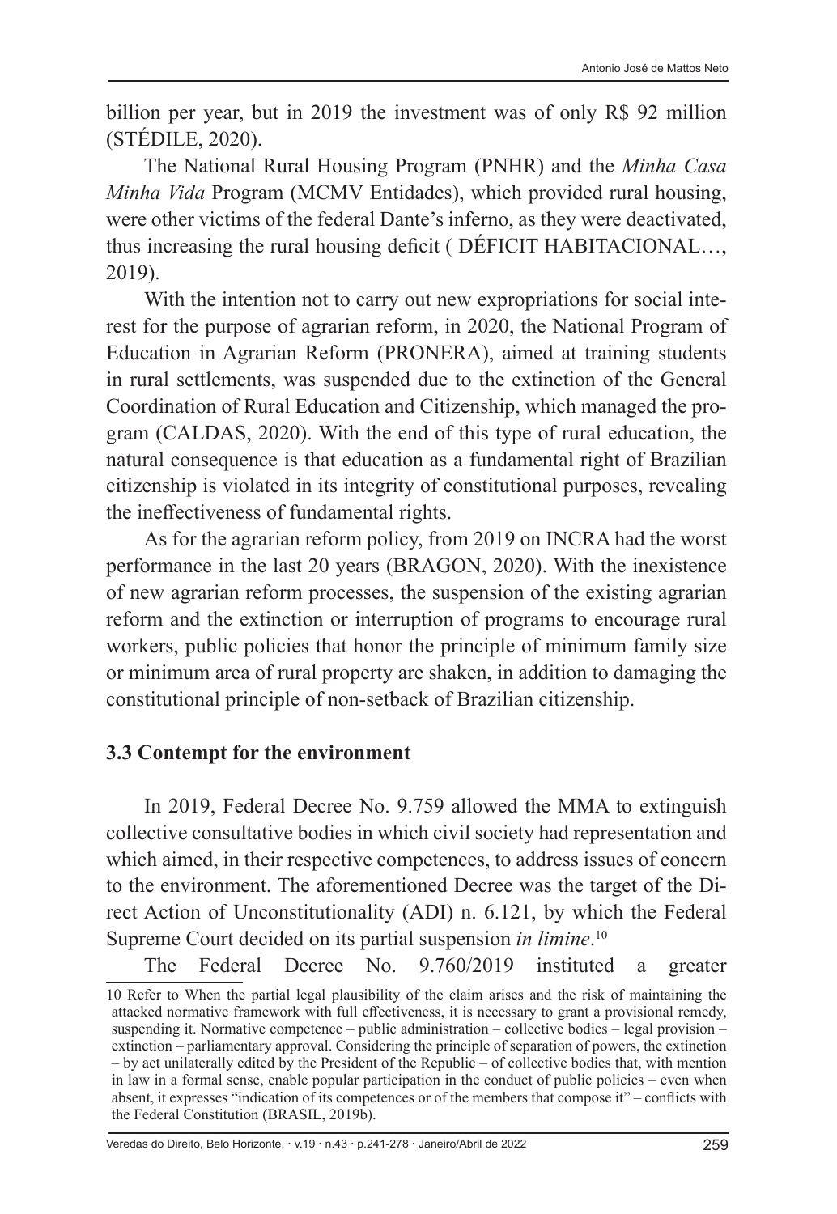billion per year, but in 2019 the investment was of only R$ 92 million (STÉDILE, 2020).

The National Rural Housing Program (PNHR) and the *Minha Casa Minha Vida* Program (MCMV Entidades), which provided rural housing, were other victims of the federal Dante's inferno, as they were deactivated, thus increasing the rural housing deficit ( DÉFICIT HABITACIONAL…, 2019).

With the intention not to carry out new expropriations for social interest for the purpose of agrarian reform, in 2020, the National Program of Education in Agrarian Reform (PRONERA), aimed at training students in rural settlements, was suspended due to the extinction of the General Coordination of Rural Education and Citizenship, which managed the program (CALDAS, 2020). With the end of this type of rural education, the natural consequence is that education as a fundamental right of Brazilian citizenship is violated in its integrity of constitutional purposes, revealing the ineffectiveness of fundamental rights.

As for the agrarian reform policy, from 2019 on INCRA had the worst performance in the last 20 years (BRAGON, 2020). With the inexistence of new agrarian reform processes, the suspension of the existing agrarian reform and the extinction or interruption of programs to encourage rural workers, public policies that honor the principle of minimum family size or minimum area of rural property are shaken, in addition to damaging the constitutional principle of non-setback of Brazilian citizenship.

### 3.3 Contempt for the environment

In 2019, Federal Decree No. 9.759 allowed the MMA to extinguish collective consultative bodies in which civil society had representation and which aimed, in their respective competences, to address issues of concern to the environment. The aforementioned Decree was the target of the Direct Action of Unconstitutionality (ADI) n. 6.121, by which the Federal Supreme Court decided on its partial suspension *in limine*.[10]

The Federal Decree No. 9.760/2019 instituted a greater

[10] Refer to When the partial legal plausibility of the claim arises and the risk of maintaining the attacked normative framework with full effectiveness, it is necessary to grant a provisional remedy, suspending it. Normative competence – public administration – collective bodies – legal provision – extinction – parliamentary approval. Considering the principle of separation of powers, the extinction – by act unilaterally edited by the President of the Republic – of collective bodies that, with mention in law in a formal sense, enable popular participation in the conduct of public policies – even when absent, it expresses "indication of its competences or of the members that compose it" – conflicts with the Federal Constitution (BRASIL, 2019b).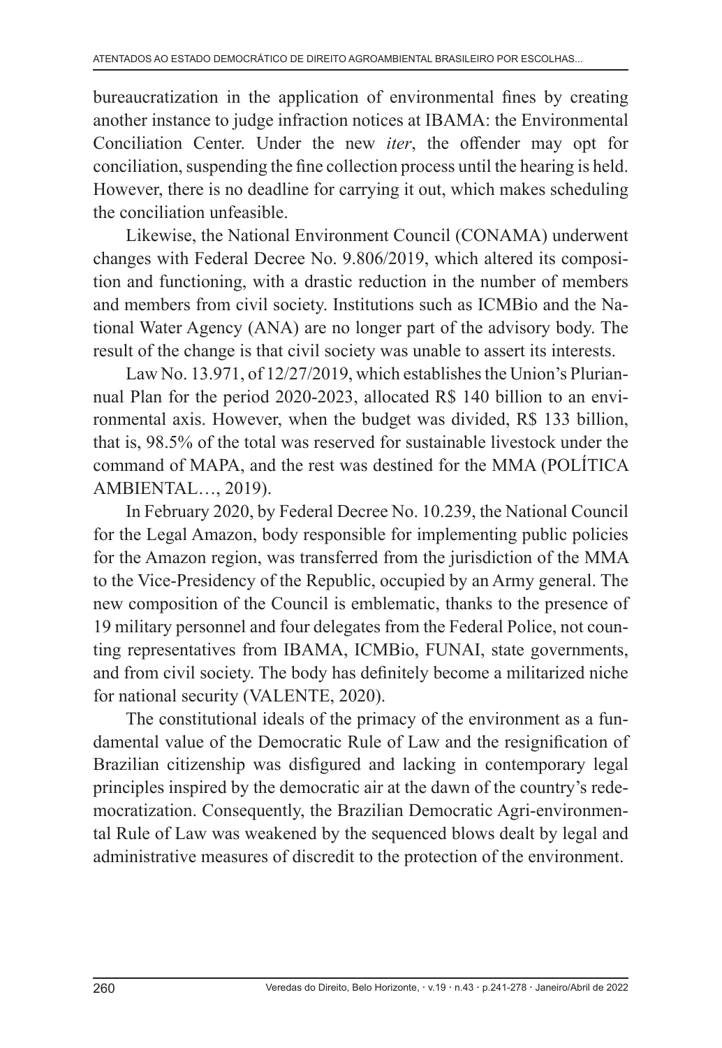bureaucratization in the application of environmental fines by creating another instance to judge infraction notices at IBAMA: the Environmental Conciliation Center. Under the new *iter*, the offender may opt for conciliation, suspending the fine collection process until the hearing is held. However, there is no deadline for carrying it out, which makes scheduling the conciliation unfeasible.

Likewise, the National Environment Council (CONAMA) underwent changes with Federal Decree No. 9.806/2019, which altered its composition and functioning, with a drastic reduction in the number of members and members from civil society. Institutions such as ICMBio and the National Water Agency (ANA) are no longer part of the advisory body. The result of the change is that civil society was unable to assert its interests.

Law No. 13.971, of 12/27/2019, which establishes the Union's Pluriannual Plan for the period 2020-2023, allocated R$ 140 billion to an environmental axis. However, when the budget was divided, R$ 133 billion, that is, 98.5% of the total was reserved for sustainable livestock under the command of MAPA, and the rest was destined for the MMA (POLÍTICA AMBIENTAL…, 2019).

In February 2020, by Federal Decree No. 10.239, the National Council for the Legal Amazon, body responsible for implementing public policies for the Amazon region, was transferred from the jurisdiction of the MMA to the Vice-Presidency of the Republic, occupied by an Army general. The new composition of the Council is emblematic, thanks to the presence of 19 military personnel and four delegates from the Federal Police, not counting representatives from IBAMA, ICMBio, FUNAI, state governments, and from civil society. The body has definitely become a militarized niche for national security (VALENTE, 2020).

The constitutional ideals of the primacy of the environment as a fundamental value of the Democratic Rule of Law and the resignification of Brazilian citizenship was disfigured and lacking in contemporary legal principles inspired by the democratic air at the dawn of the country's redemocratization. Consequently, the Brazilian Democratic Agri-environmental Rule of Law was weakened by the sequenced blows dealt by legal and administrative measures of discredit to the protection of the environment.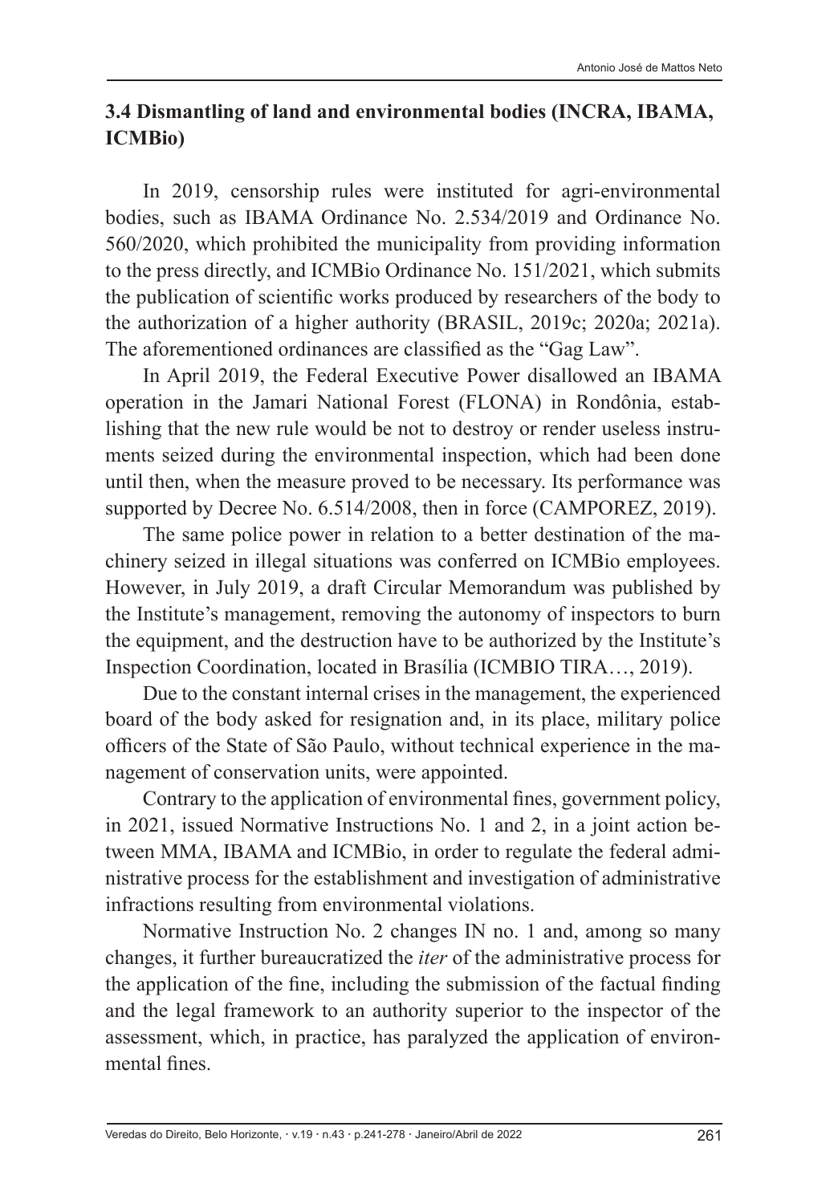### 3.4 Dismantling of land and environmental bodies (INCRA, IBAMA, ICMBio)

In 2019, censorship rules were instituted for agri-environmental bodies, such as IBAMA Ordinance No. 2.534/2019 and Ordinance No. 560/2020, which prohibited the municipality from providing information to the press directly, and ICMBio Ordinance No. 151/2021, which submits the publication of scientific works produced by researchers of the body to the authorization of a higher authority (BRASIL, 2019c; 2020a; 2021a). The aforementioned ordinances are classified as the "Gag Law".

In April 2019, the Federal Executive Power disallowed an IBAMA operation in the Jamari National Forest (FLONA) in Rondônia, establishing that the new rule would be not to destroy or render useless instruments seized during the environmental inspection, which had been done until then, when the measure proved to be necessary. Its performance was supported by Decree No. 6.514/2008, then in force (CAMPOREZ, 2019).

The same police power in relation to a better destination of the machinery seized in illegal situations was conferred on ICMBio employees. However, in July 2019, a draft Circular Memorandum was published by the Institute's management, removing the autonomy of inspectors to burn the equipment, and the destruction have to be authorized by the Institute's Inspection Coordination, located in Brasília (ICMBIO TIRA…, 2019).

Due to the constant internal crises in the management, the experienced board of the body asked for resignation and, in its place, military police officers of the State of São Paulo, without technical experience in the management of conservation units, were appointed.

Contrary to the application of environmental fines, government policy, in 2021, issued Normative Instructions No. 1 and 2, in a joint action between MMA, IBAMA and ICMBio, in order to regulate the federal administrative process for the establishment and investigation of administrative infractions resulting from environmental violations.

Normative Instruction No. 2 changes IN no. 1 and, among so many changes, it further bureaucratized the *iter* of the administrative process for the application of the fine, including the submission of the factual finding and the legal framework to an authority superior to the inspector of the assessment, which, in practice, has paralyzed the application of environmental fines.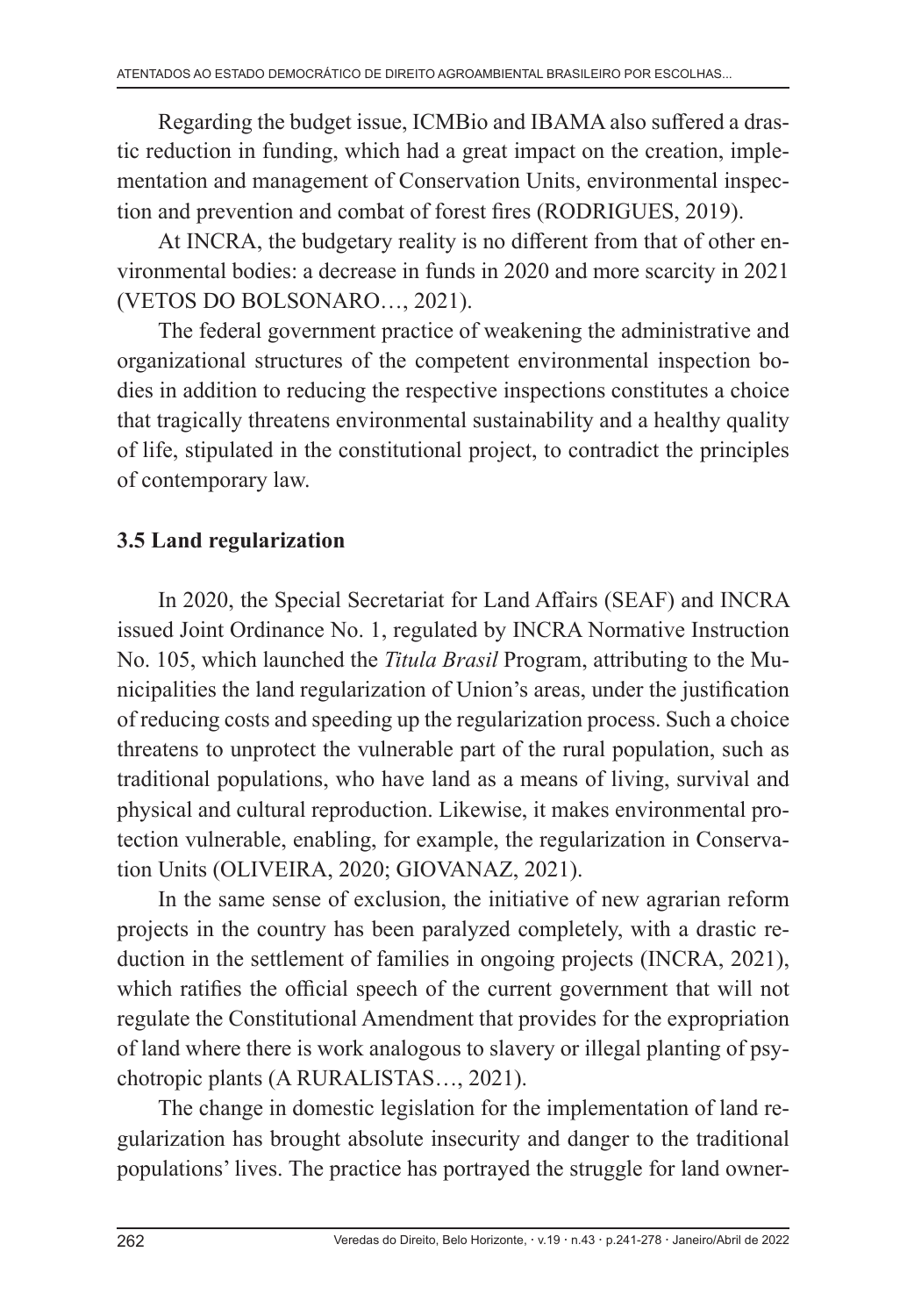Regarding the budget issue, ICMBio and IBAMA also suffered a drastic reduction in funding, which had a great impact on the creation, implementation and management of Conservation Units, environmental inspection and prevention and combat of forest fires (RODRIGUES, 2019).

At INCRA, the budgetary reality is no different from that of other environmental bodies: a decrease in funds in 2020 and more scarcity in 2021 (VETOS DO BOLSONARO…, 2021).

The federal government practice of weakening the administrative and organizational structures of the competent environmental inspection bodies in addition to reducing the respective inspections constitutes a choice that tragically threatens environmental sustainability and a healthy quality of life, stipulated in the constitutional project, to contradict the principles of contemporary law.

### 3.5 Land regularization

In 2020, the Special Secretariat for Land Affairs (SEAF) and INCRA issued Joint Ordinance No. 1, regulated by INCRA Normative Instruction No. 105, which launched the *Titula Brasil* Program, attributing to the Municipalities the land regularization of Union's areas, under the justification of reducing costs and speeding up the regularization process. Such a choice threatens to unprotect the vulnerable part of the rural population, such as traditional populations, who have land as a means of living, survival and physical and cultural reproduction. Likewise, it makes environmental protection vulnerable, enabling, for example, the regularization in Conservation Units (OLIVEIRA, 2020; GIOVANAZ, 2021).

In the same sense of exclusion, the initiative of new agrarian reform projects in the country has been paralyzed completely, with a drastic reduction in the settlement of families in ongoing projects (INCRA, 2021), which ratifies the official speech of the current government that will not regulate the Constitutional Amendment that provides for the expropriation of land where there is work analogous to slavery or illegal planting of psychotropic plants (A RURALISTAS…, 2021).

The change in domestic legislation for the implementation of land regularization has brought absolute insecurity and danger to the traditional populations' lives. The practice has portrayed the struggle for land owner-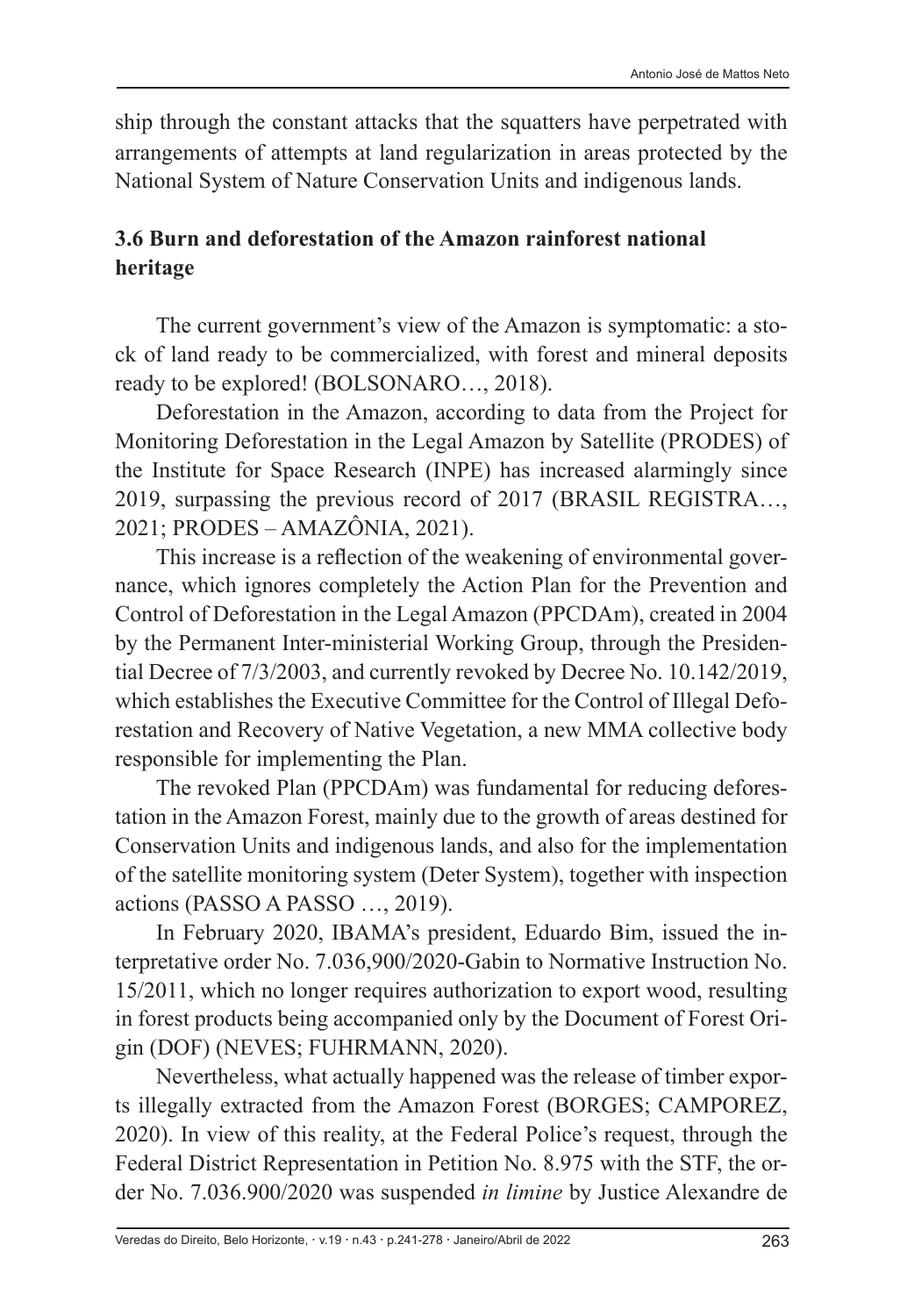ship through the constant attacks that the squatters have perpetrated with arrangements of attempts at land regularization in areas protected by the National System of Nature Conservation Units and indigenous lands.

### 3.6 Burn and deforestation of the Amazon rainforest national heritage

The current government's view of the Amazon is symptomatic: a stock of land ready to be commercialized, with forest and mineral deposits ready to be explored! (BOLSONARO…, 2018).

Deforestation in the Amazon, according to data from the Project for Monitoring Deforestation in the Legal Amazon by Satellite (PRODES) of the Institute for Space Research (INPE) has increased alarmingly since 2019, surpassing the previous record of 2017 (BRASIL REGISTRA…, 2021; PRODES – AMAZÔNIA, 2021).

This increase is a reflection of the weakening of environmental governance, which ignores completely the Action Plan for the Prevention and Control of Deforestation in the Legal Amazon (PPCDAm), created in 2004 by the Permanent Inter-ministerial Working Group, through the Presidential Decree of 7/3/2003, and currently revoked by Decree No. 10.142/2019, which establishes the Executive Committee for the Control of Illegal Deforestation and Recovery of Native Vegetation, a new MMA collective body responsible for implementing the Plan.

The revoked Plan (PPCDAm) was fundamental for reducing deforestation in the Amazon Forest, mainly due to the growth of areas destined for Conservation Units and indigenous lands, and also for the implementation of the satellite monitoring system (Deter System), together with inspection actions (PASSO A PASSO …, 2019).

In February 2020, IBAMA's president, Eduardo Bim, issued the interpretative order No. 7.036,900/2020-Gabin to Normative Instruction No. 15/2011, which no longer requires authorization to export wood, resulting in forest products being accompanied only by the Document of Forest Origin (DOF) (NEVES; FUHRMANN, 2020).

Nevertheless, what actually happened was the release of timber exports illegally extracted from the Amazon Forest (BORGES; CAMPOREZ, 2020). In view of this reality, at the Federal Police's request, through the Federal District Representation in Petition No. 8.975 with the STF, the order No. 7.036.900/2020 was suspended *in limine* by Justice Alexandre de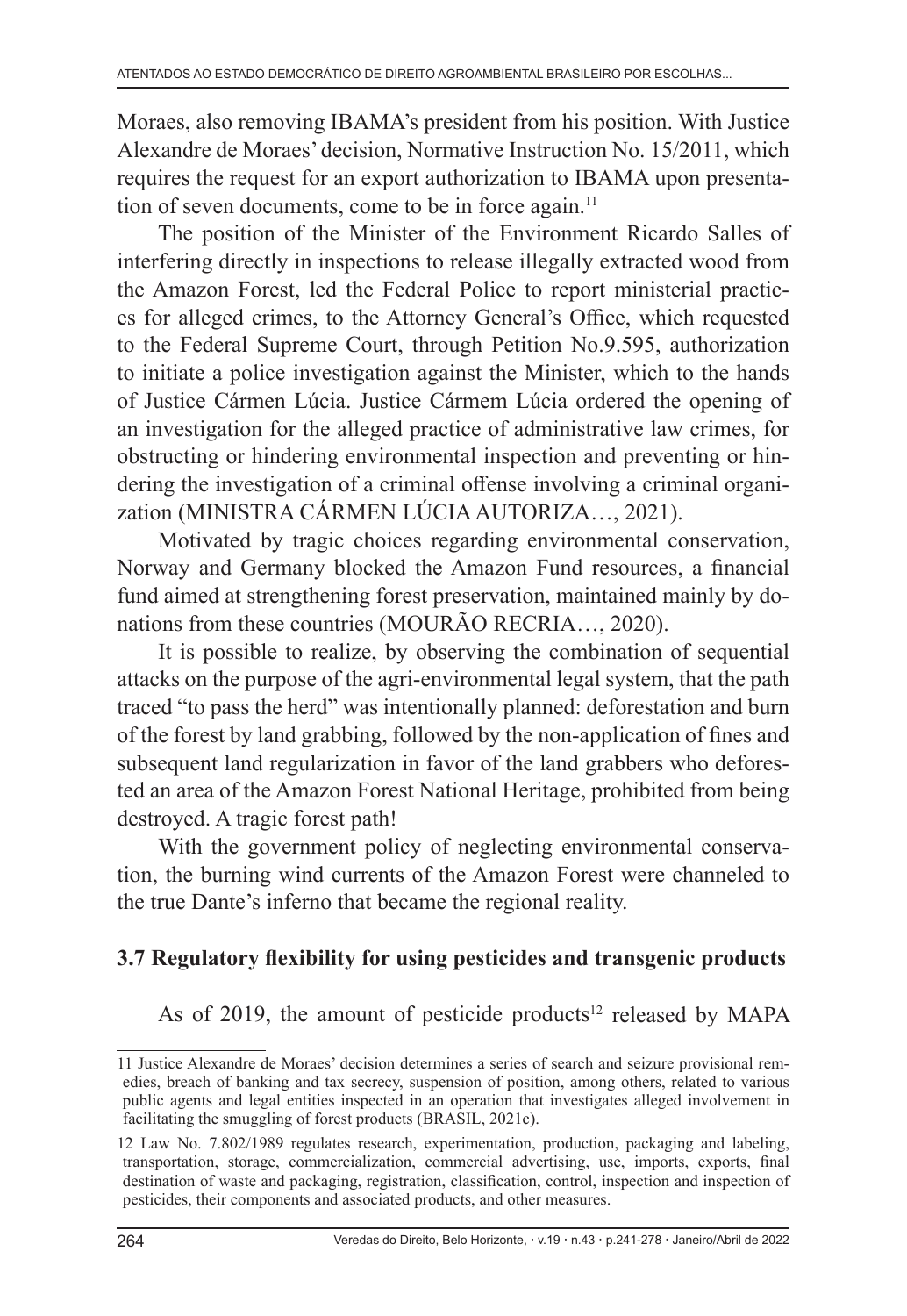Moraes, also removing IBAMA's president from his position. With Justice Alexandre de Moraes' decision, Normative Instruction No. 15/2011, which requires the request for an export authorization to IBAMA upon presentation of seven documents, come to be in force again.[11]

The position of the Minister of the Environment Ricardo Salles of interfering directly in inspections to release illegally extracted wood from the Amazon Forest, led the Federal Police to report ministerial practices for alleged crimes, to the Attorney General's Office, which requested to the Federal Supreme Court, through Petition No.9.595, authorization to initiate a police investigation against the Minister, which to the hands of Justice Cármen Lúcia. Justice Cármem Lúcia ordered the opening of an investigation for the alleged practice of administrative law crimes, for obstructing or hindering environmental inspection and preventing or hindering the investigation of a criminal offense involving a criminal organization (MINISTRA CÁRMEN LÚCIA AUTORIZA…, 2021).

Motivated by tragic choices regarding environmental conservation, Norway and Germany blocked the Amazon Fund resources, a financial fund aimed at strengthening forest preservation, maintained mainly by donations from these countries (MOURÃO RECRIA…, 2020).

It is possible to realize, by observing the combination of sequential attacks on the purpose of the agri-environmental legal system, that the path traced "to pass the herd" was intentionally planned: deforestation and burn of the forest by land grabbing, followed by the non-application of fines and subsequent land regularization in favor of the land grabbers who deforested an area of the Amazon Forest National Heritage, prohibited from being destroyed. A tragic forest path!

With the government policy of neglecting environmental conservation, the burning wind currents of the Amazon Forest were channeled to the true Dante's inferno that became the regional reality.

### 3.7 Regulatory flexibility for using pesticides and transgenic products

As of 2019, the amount of pesticide products[12] released by MAPA

---

11 Justice Alexandre de Moraes' decision determines a series of search and seizure provisional remedies, breach of banking and tax secrecy, suspension of position, among others, related to various public agents and legal entities inspected in an operation that investigates alleged involvement in facilitating the smuggling of forest products (BRASIL, 2021c).

12 Law No. 7.802/1989 regulates research, experimentation, production, packaging and labeling, transportation, storage, commercialization, commercial advertising, use, imports, exports, final destination of waste and packaging, registration, classification, control, inspection and inspection of pesticides, their components and associated products, and other measures.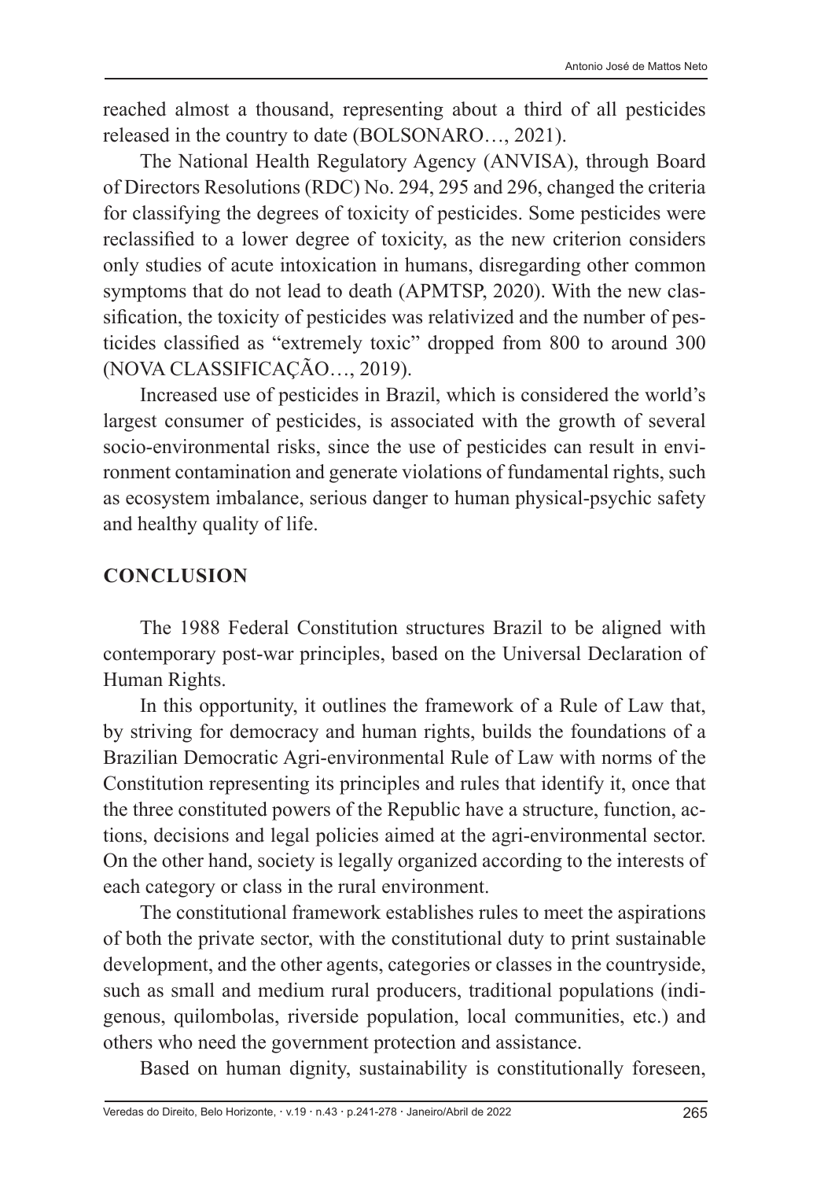reached almost a thousand, representing about a third of all pesticides released in the country to date (BOLSONARO…, 2021).

The National Health Regulatory Agency (ANVISA), through Board of Directors Resolutions (RDC) No. 294, 295 and 296, changed the criteria for classifying the degrees of toxicity of pesticides. Some pesticides were reclassified to a lower degree of toxicity, as the new criterion considers only studies of acute intoxication in humans, disregarding other common symptoms that do not lead to death (APMTSP, 2020). With the new classification, the toxicity of pesticides was relativized and the number of pesticides classified as "extremely toxic" dropped from 800 to around 300 (NOVA CLASSIFICAÇÃO…, 2019).

Increased use of pesticides in Brazil, which is considered the world's largest consumer of pesticides, is associated with the growth of several socio-environmental risks, since the use of pesticides can result in environment contamination and generate violations of fundamental rights, such as ecosystem imbalance, serious danger to human physical-psychic safety and healthy quality of life.

## CONCLUSION

The 1988 Federal Constitution structures Brazil to be aligned with contemporary post-war principles, based on the Universal Declaration of Human Rights.

In this opportunity, it outlines the framework of a Rule of Law that, by striving for democracy and human rights, builds the foundations of a Brazilian Democratic Agri-environmental Rule of Law with norms of the Constitution representing its principles and rules that identify it, once that the three constituted powers of the Republic have a structure, function, actions, decisions and legal policies aimed at the agri-environmental sector. On the other hand, society is legally organized according to the interests of each category or class in the rural environment.

The constitutional framework establishes rules to meet the aspirations of both the private sector, with the constitutional duty to print sustainable development, and the other agents, categories or classes in the countryside, such as small and medium rural producers, traditional populations (indigenous, quilombolas, riverside population, local communities, etc.) and others who need the government protection and assistance.

Based on human dignity, sustainability is constitutionally foreseen,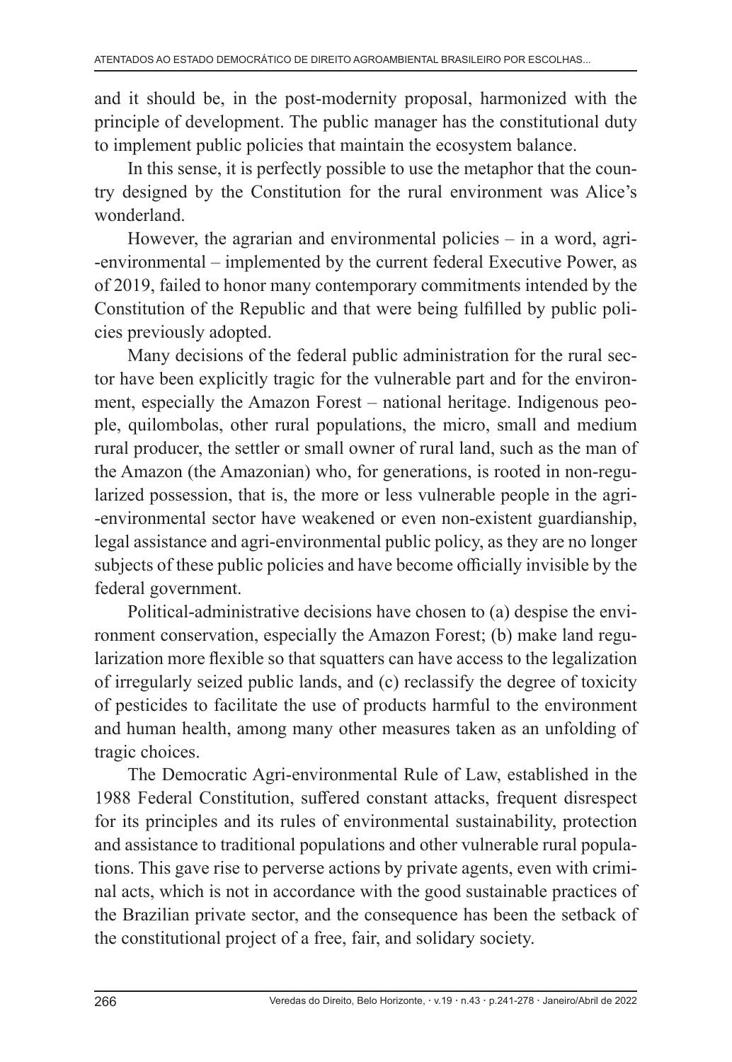and it should be, in the post-modernity proposal, harmonized with the principle of development. The public manager has the constitutional duty to implement public policies that maintain the ecosystem balance.

In this sense, it is perfectly possible to use the metaphor that the country designed by the Constitution for the rural environment was Alice's wonderland.

However, the agrarian and environmental policies – in a word, agri-environmental – implemented by the current federal Executive Power, as of 2019, failed to honor many contemporary commitments intended by the Constitution of the Republic and that were being fulfilled by public policies previously adopted.

Many decisions of the federal public administration for the rural sector have been explicitly tragic for the vulnerable part and for the environment, especially the Amazon Forest – national heritage. Indigenous people, quilombolas, other rural populations, the micro, small and medium rural producer, the settler or small owner of rural land, such as the man of the Amazon (the Amazonian) who, for generations, is rooted in non-regularized possession, that is, the more or less vulnerable people in the agri-environmental sector have weakened or even non-existent guardianship, legal assistance and agri-environmental public policy, as they are no longer subjects of these public policies and have become officially invisible by the federal government.

Political-administrative decisions have chosen to (a) despise the environment conservation, especially the Amazon Forest; (b) make land regularization more flexible so that squatters can have access to the legalization of irregularly seized public lands, and (c) reclassify the degree of toxicity of pesticides to facilitate the use of products harmful to the environment and human health, among many other measures taken as an unfolding of tragic choices.

The Democratic Agri-environmental Rule of Law, established in the 1988 Federal Constitution, suffered constant attacks, frequent disrespect for its principles and its rules of environmental sustainability, protection and assistance to traditional populations and other vulnerable rural populations. This gave rise to perverse actions by private agents, even with criminal acts, which is not in accordance with the good sustainable practices of the Brazilian private sector, and the consequence has been the setback of the constitutional project of a free, fair, and solidary society.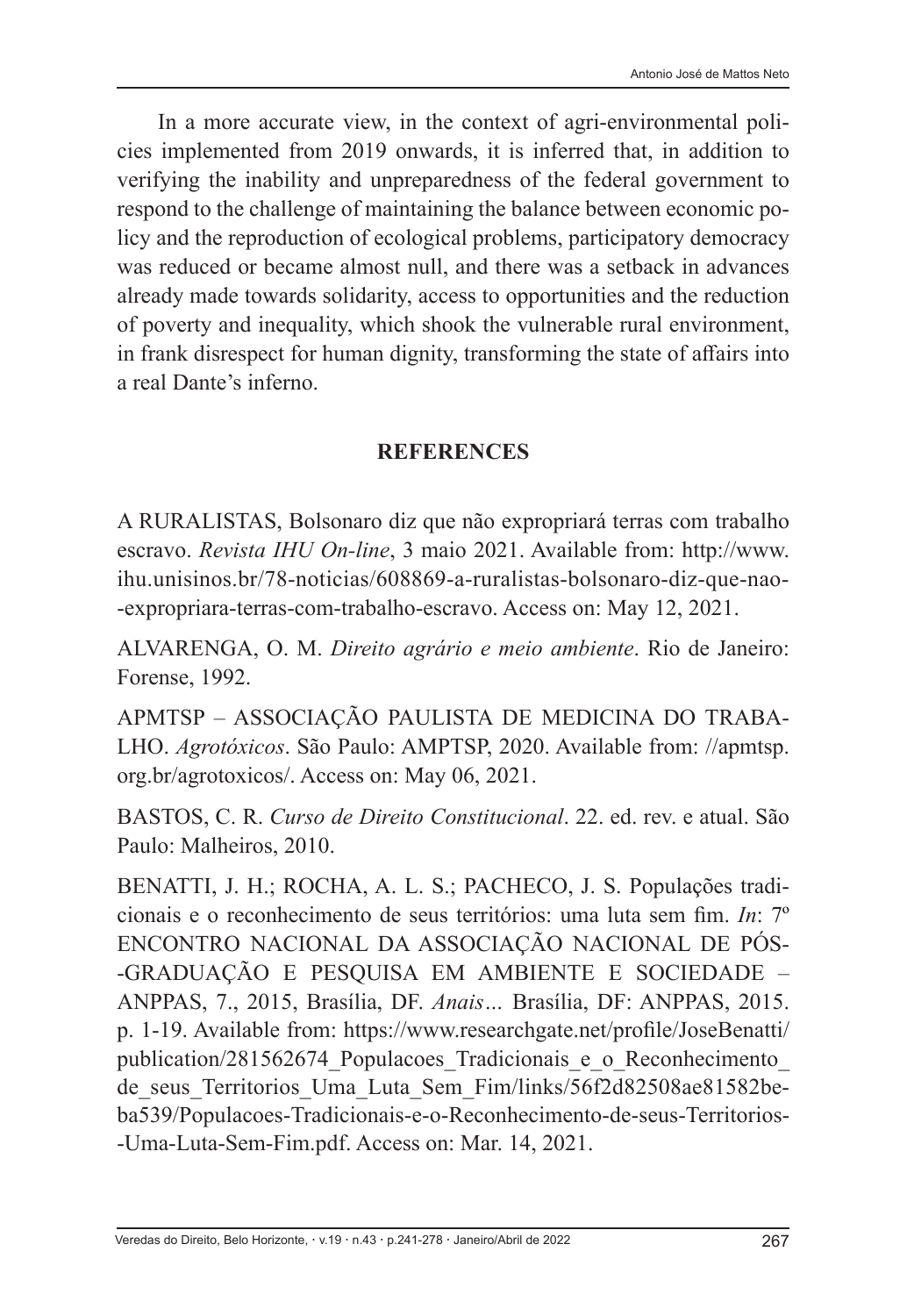In a more accurate view, in the context of agri-environmental policies implemented from 2019 onwards, it is inferred that, in addition to verifying the inability and unpreparedness of the federal government to respond to the challenge of maintaining the balance between economic policy and the reproduction of ecological problems, participatory democracy was reduced or became almost null, and there was a setback in advances already made towards solidarity, access to opportunities and the reduction of poverty and inequality, which shook the vulnerable rural environment, in frank disrespect for human dignity, transforming the state of affairs into a real Dante's inferno.

## REFERENCES

A RURALISTAS, Bolsonaro diz que não expropriará terras com trabalho escravo. *Revista IHU On-line*, 3 maio 2021. Available from: http://www.ihu.unisinos.br/78-noticias/608869-a-ruralistas-bolsonaro-diz-que-nao-expropriara-terras-com-trabalho-escravo. Access on: May 12, 2021.

ALVARENGA, O. M. *Direito agrário e meio ambiente*. Rio de Janeiro: Forense, 1992.

APMTSP – ASSOCIAÇÃO PAULISTA DE MEDICINA DO TRABALHO. *Agrotóxicos*. São Paulo: AMPTSP, 2020. Available from: //apmtsp.org.br/agrotoxicos/. Access on: May 06, 2021.

BASTOS, C. R. *Curso de Direito Constitucional*. 22. ed. rev. e atual. São Paulo: Malheiros, 2010.

BENATTI, J. H.; ROCHA, A. L. S.; PACHECO, J. S. Populações tradicionais e o reconhecimento de seus territórios: uma luta sem fim. *In*: 7º ENCONTRO NACIONAL DA ASSOCIAÇÃO NACIONAL DE PÓS-GRADUAÇÃO E PESQUISA EM AMBIENTE E SOCIEDADE – ANPPAS, 7., 2015, Brasília, DF. *Anais*... Brasília, DF: ANPPAS, 2015. p. 1-19. Available from: https://www.researchgate.net/profile/JoseBenatti/publication/281562674_Populacoes_Tradicionais_e_o_Reconhecimento_de_seus_Territorios_Uma_Luta_Sem_Fim/links/56f2d82508ae81582beba539/Populacoes-Tradicionais-e-o-Reconhecimento-de-seus-Territorios-Uma-Luta-Sem-Fim.pdf. Access on: Mar. 14, 2021.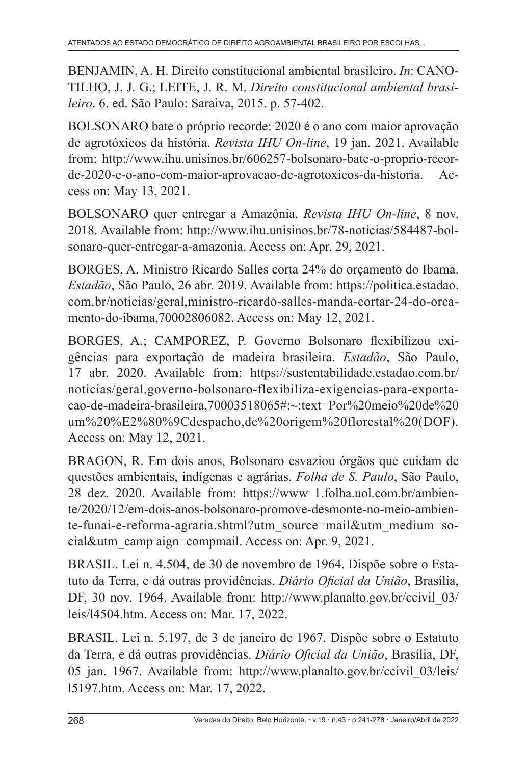BENJAMIN, A. H. Direito constitucional ambiental brasileiro. *In*: CANOTILHO, J. J. G.; LEITE, J. R. M. *Direito constitucional ambiental brasileiro*. 6. ed. São Paulo: Saraiva, 2015. p. 57-402.

BOLSONARO bate o próprio recorde: 2020 é o ano com maior aprovação de agrotóxicos da história. *Revista IHU On-line*, 19 jan. 2021. Available from: http://www.ihu.unisinos.br/606257-bolsonaro-bate-o-proprio-recorde-2020-e-o-ano-com-maior-aprovacao-de-agrotoxicos-da-historia. Access on: May 13, 2021.

BOLSONARO quer entregar a Amazônia. *Revista IHU On-line*, 8 nov. 2018. Available from: http://www.ihu.unisinos.br/78-noticias/584487-bolsonaro-quer-entregar-a-amazonia. Access on: Apr. 29, 2021.

BORGES, A. Ministro Ricardo Salles corta 24% do orçamento do Ibama. *Estadão*, São Paulo, 26 abr. 2019. Available from: https://politica.estadao.com.br/noticias/geral,ministro-ricardo-salles-manda-cortar-24-do-orcamento-do-ibama,70002806082. Access on: May 12, 2021.

BORGES, A.; CAMPOREZ, P. Governo Bolsonaro flexibilizou exigências para exportação de madeira brasileira. *Estadão*, São Paulo, 17 abr. 2020. Available from: https://sustentabilidade.estadao.com.br/noticias/geral,governo-bolsonaro-flexibiliza-exigencias-para-exportacao-de-madeira-brasileira,70003518065#:~:text=Por%20meio%20de%20um%20%E2%80%9Cdespacho,de%20origem%20florestal%20(DOF). Access on: May 12, 2021.

BRAGON, R. Em dois anos, Bolsonaro esvaziou órgãos que cuidam de questões ambientais, indígenas e agrárias. *Folha de S. Paulo*, São Paulo, 28 dez. 2020. Available from: https://www 1.folha.uol.com.br/ambiente/2020/12/em-dois-anos-bolsonaro-promove-desmonte-no-meio-ambiente-funai-e-reforma-agraria.shtml?utm_source=mail&utm_medium=social&utm_camp aign=compmail. Access on: Apr. 9, 2021.

BRASIL. Lei n. 4.504, de 30 de novembro de 1964. Dispõe sobre o Estatuto da Terra, e dá outras providências. *Diário Oficial da União*, Brasília, DF, 30 nov. 1964. Available from: http://www.planalto.gov.br/ccivil_03/leis/l4504.htm. Access on: Mar. 17, 2022.

BRASIL. Lei n. 5.197, de 3 de janeiro de 1967. Dispõe sobre o Estatuto da Terra, e dá outras providências. *Diário Oficial da União*, Brasília, DF, 05 jan. 1967. Available from: http://www.planalto.gov.br/ccivil_03/leis/l5197.htm. Access on: Mar. 17, 2022.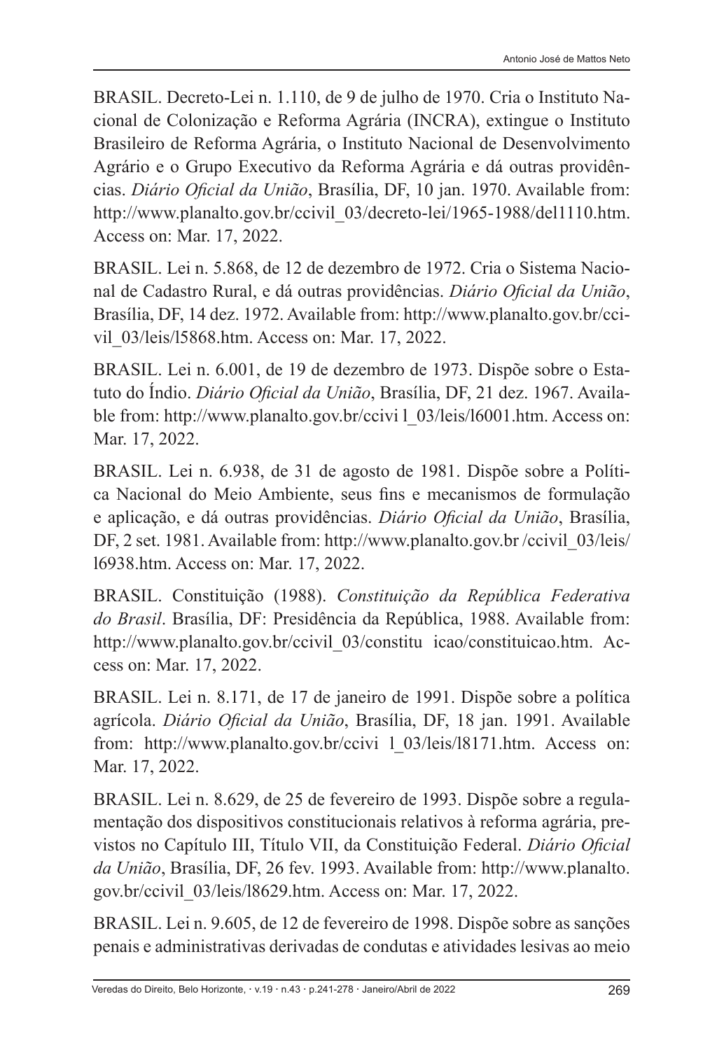BRASIL. Decreto-Lei n. 1.110, de 9 de julho de 1970. Cria o Instituto Nacional de Colonização e Reforma Agrária (INCRA), extingue o Instituto Brasileiro de Reforma Agrária, o Instituto Nacional de Desenvolvimento Agrário e o Grupo Executivo da Reforma Agrária e dá outras providências. *Diário Oficial da União*, Brasília, DF, 10 jan. 1970. Available from: http://www.planalto.gov.br/ccivil_03/decreto-lei/1965-1988/del1110.htm. Access on: Mar. 17, 2022.

BRASIL. Lei n. 5.868, de 12 de dezembro de 1972. Cria o Sistema Nacional de Cadastro Rural, e dá outras providências. *Diário Oficial da União*, Brasília, DF, 14 dez. 1972. Available from: http://www.planalto.gov.br/ccivil_03/leis/l5868.htm. Access on: Mar. 17, 2022.

BRASIL. Lei n. 6.001, de 19 de dezembro de 1973. Dispõe sobre o Estatuto do Índio. *Diário Oficial da União*, Brasília, DF, 21 dez. 1967. Available from: http://www.planalto.gov.br/ccivi l_03/leis/l6001.htm. Access on: Mar. 17, 2022.

BRASIL. Lei n. 6.938, de 31 de agosto de 1981. Dispõe sobre a Política Nacional do Meio Ambiente, seus fins e mecanismos de formulação e aplicação, e dá outras providências. *Diário Oficial da União*, Brasília, DF, 2 set. 1981. Available from: http://www.planalto.gov.br /ccivil_03/leis/l6938.htm. Access on: Mar. 17, 2022.

BRASIL. Constituição (1988). *Constituição da República Federativa do Brasil*. Brasília, DF: Presidência da República, 1988. Available from: http://www.planalto.gov.br/ccivil_03/constitu icao/constituicao.htm. Access on: Mar. 17, 2022.

BRASIL. Lei n. 8.171, de 17 de janeiro de 1991. Dispõe sobre a política agrícola. *Diário Oficial da União*, Brasília, DF, 18 jan. 1991. Available from: http://www.planalto.gov.br/ccivi l_03/leis/l8171.htm. Access on: Mar. 17, 2022.

BRASIL. Lei n. 8.629, de 25 de fevereiro de 1993. Dispõe sobre a regulamentação dos dispositivos constitucionais relativos à reforma agrária, previstos no Capítulo III, Título VII, da Constituição Federal. *Diário Oficial da União*, Brasília, DF, 26 fev. 1993. Available from: http://www.planalto.gov.br/ccivil_03/leis/l8629.htm. Access on: Mar. 17, 2022.

BRASIL. Lei n. 9.605, de 12 de fevereiro de 1998. Dispõe sobre as sanções penais e administrativas derivadas de condutas e atividades lesivas ao meio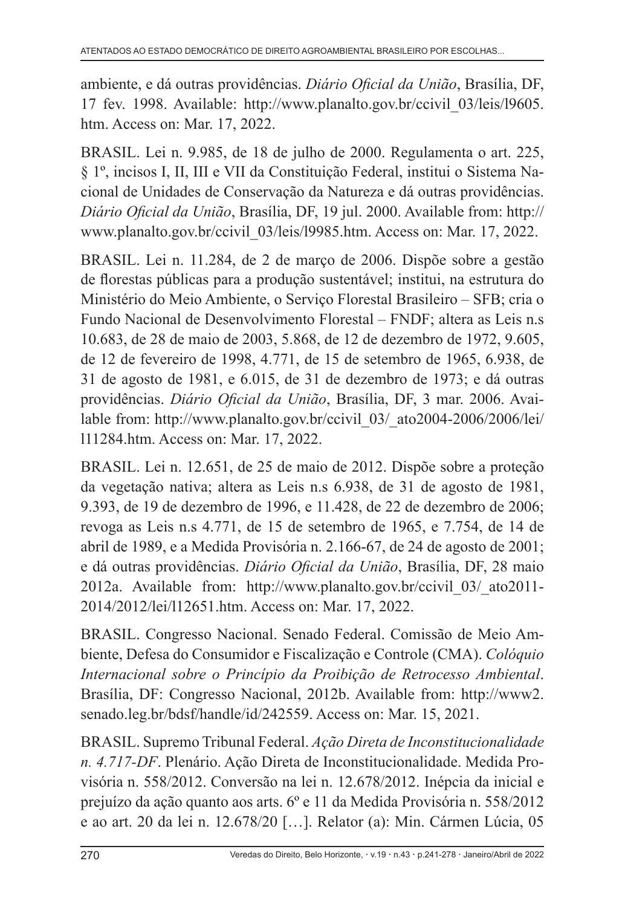ambiente, e dá outras providências. *Diário Oficial da União*, Brasília, DF, 17 fev. 1998. Available: http://www.planalto.gov.br/ccivil_03/leis/l9605.htm. Access on: Mar. 17, 2022.

BRASIL. Lei n. 9.985, de 18 de julho de 2000. Regulamenta o art. 225, § 1º, incisos I, II, III e VII da Constituição Federal, institui o Sistema Nacional de Unidades de Conservação da Natureza e dá outras providências. *Diário Oficial da União*, Brasília, DF, 19 jul. 2000. Available from: http://www.planalto.gov.br/ccivil_03/leis/l9985.htm. Access on: Mar. 17, 2022.

BRASIL. Lei n. 11.284, de 2 de março de 2006. Dispõe sobre a gestão de florestas públicas para a produção sustentável; institui, na estrutura do Ministério do Meio Ambiente, o Serviço Florestal Brasileiro – SFB; cria o Fundo Nacional de Desenvolvimento Florestal – FNDF; altera as Leis n.s 10.683, de 28 de maio de 2003, 5.868, de 12 de dezembro de 1972, 9.605, de 12 de fevereiro de 1998, 4.771, de 15 de setembro de 1965, 6.938, de 31 de agosto de 1981, e 6.015, de 31 de dezembro de 1973; e dá outras providências. *Diário Oficial da União*, Brasília, DF, 3 mar. 2006. Available from: http://www.planalto.gov.br/ccivil_03/_ato2004-2006/2006/lei/l11284.htm. Access on: Mar. 17, 2022.

BRASIL. Lei n. 12.651, de 25 de maio de 2012. Dispõe sobre a proteção da vegetação nativa; altera as Leis n.s 6.938, de 31 de agosto de 1981, 9.393, de 19 de dezembro de 1996, e 11.428, de 22 de dezembro de 2006; revoga as Leis n.s 4.771, de 15 de setembro de 1965, e 7.754, de 14 de abril de 1989, e a Medida Provisória n. 2.166-67, de 24 de agosto de 2001; e dá outras providências. *Diário Oficial da União*, Brasília, DF, 28 maio 2012a. Available from: http://www.planalto.gov.br/ccivil_03/_ato2011-2014/2012/lei/l12651.htm. Access on: Mar. 17, 2022.

BRASIL. Congresso Nacional. Senado Federal. Comissão de Meio Ambiente, Defesa do Consumidor e Fiscalização e Controle (CMA). *Colóquio Internacional sobre o Princípio da Proibição de Retrocesso Ambiental*. Brasília, DF: Congresso Nacional, 2012b. Available from: http://www2.senado.leg.br/bdsf/handle/id/242559. Access on: Mar. 15, 2021.

BRASIL. Supremo Tribunal Federal. *Ação Direta de Inconstitucionalidade n. 4.717-DF*. Plenário. Ação Direta de Inconstitucionalidade. Medida Provisória n. 558/2012. Conversão na lei n. 12.678/2012. Inépcia da inicial e prejuízo da ação quanto aos arts. 6º e 11 da Medida Provisória n. 558/2012 e ao art. 20 da lei n. 12.678/20 […]. Relator (a): Min. Cármen Lúcia, 05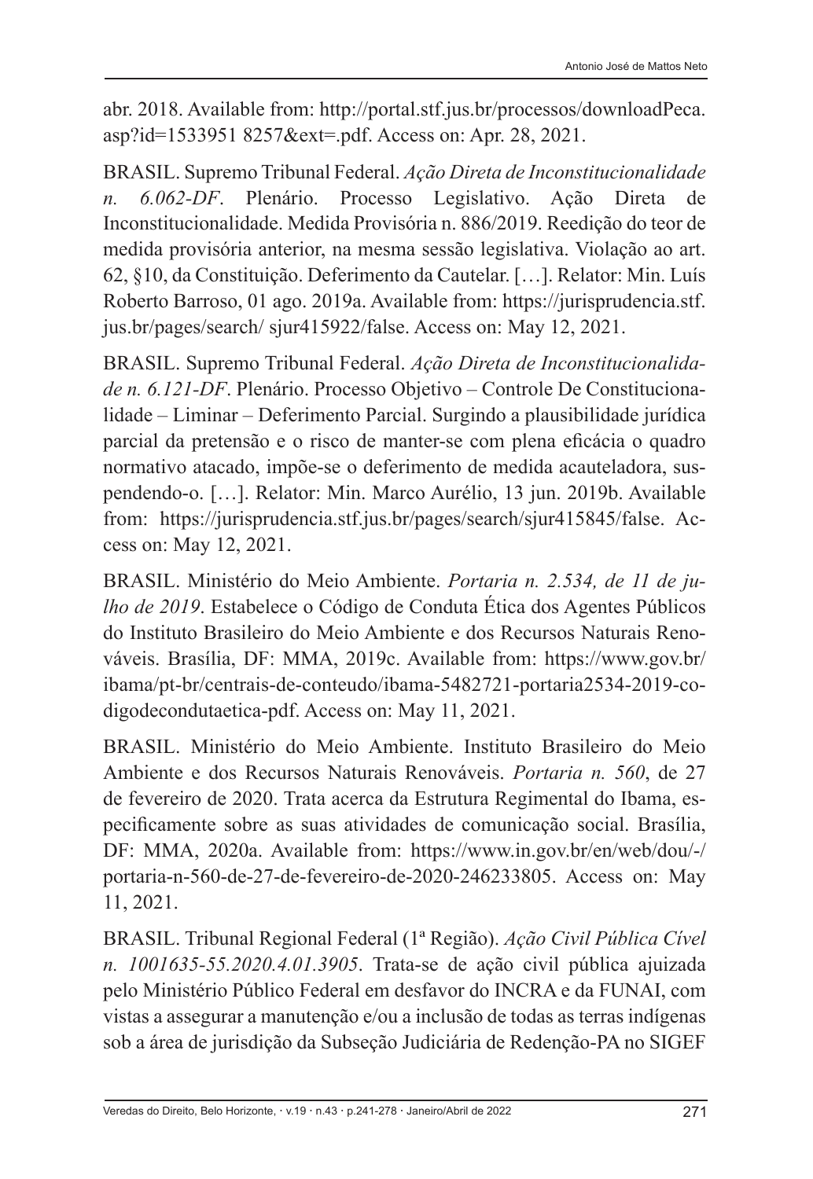abr. 2018. Available from: http://portal.stf.jus.br/processos/downloadPeca.asp?id=1533951 8257&ext=.pdf. Access on: Apr. 28, 2021.

BRASIL. Supremo Tribunal Federal. *Ação Direta de Inconstitucionalidade n. 6.062-DF*. Plenário. Processo Legislativo. Ação Direta de Inconstitucionalidade. Medida Provisória n. 886/2019. Reedição do teor de medida provisória anterior, na mesma sessão legislativa. Violação ao art. 62, §10, da Constituição. Deferimento da Cautelar. […]. Relator: Min. Luís Roberto Barroso, 01 ago. 2019a. Available from: https://jurisprudencia.stf.jus.br/pages/search/ sjur415922/false. Access on: May 12, 2021.

BRASIL. Supremo Tribunal Federal. *Ação Direta de Inconstitucionalidade n. 6.121-DF*. Plenário. Processo Objetivo – Controle De Constitucionalidade – Liminar – Deferimento Parcial. Surgindo a plausibilidade jurídica parcial da pretensão e o risco de manter-se com plena eficácia o quadro normativo atacado, impõe-se o deferimento de medida acauteladora, suspendendo-o. […]. Relator: Min. Marco Aurélio, 13 jun. 2019b. Available from: https://jurisprudencia.stf.jus.br/pages/search/sjur415845/false. Access on: May 12, 2021.

BRASIL. Ministério do Meio Ambiente. *Portaria n. 2.534, de 11 de julho de 2019*. Estabelece o Código de Conduta Ética dos Agentes Públicos do Instituto Brasileiro do Meio Ambiente e dos Recursos Naturais Renováveis. Brasília, DF: MMA, 2019c. Available from: https://www.gov.br/ibama/pt-br/centrais-de-conteudo/ibama-5482721-portaria2534-2019-codigodecondutaetica-pdf. Access on: May 11, 2021.

BRASIL. Ministério do Meio Ambiente. Instituto Brasileiro do Meio Ambiente e dos Recursos Naturais Renováveis. *Portaria n. 560*, de 27 de fevereiro de 2020. Trata acerca da Estrutura Regimental do Ibama, especificamente sobre as suas atividades de comunicação social. Brasília, DF: MMA, 2020a. Available from: https://www.in.gov.br/en/web/dou/-/portaria-n-560-de-27-de-fevereiro-de-2020-246233805. Access on: May 11, 2021.

BRASIL. Tribunal Regional Federal (1ª Região). *Ação Civil Pública Cível n. 1001635-55.2020.4.01.3905*. Trata-se de ação civil pública ajuizada pelo Ministério Público Federal em desfavor do INCRA e da FUNAI, com vistas a assegurar a manutenção e/ou a inclusão de todas as terras indígenas sob a área de jurisdição da Subseção Judiciária de Redenção-PA no SIGEF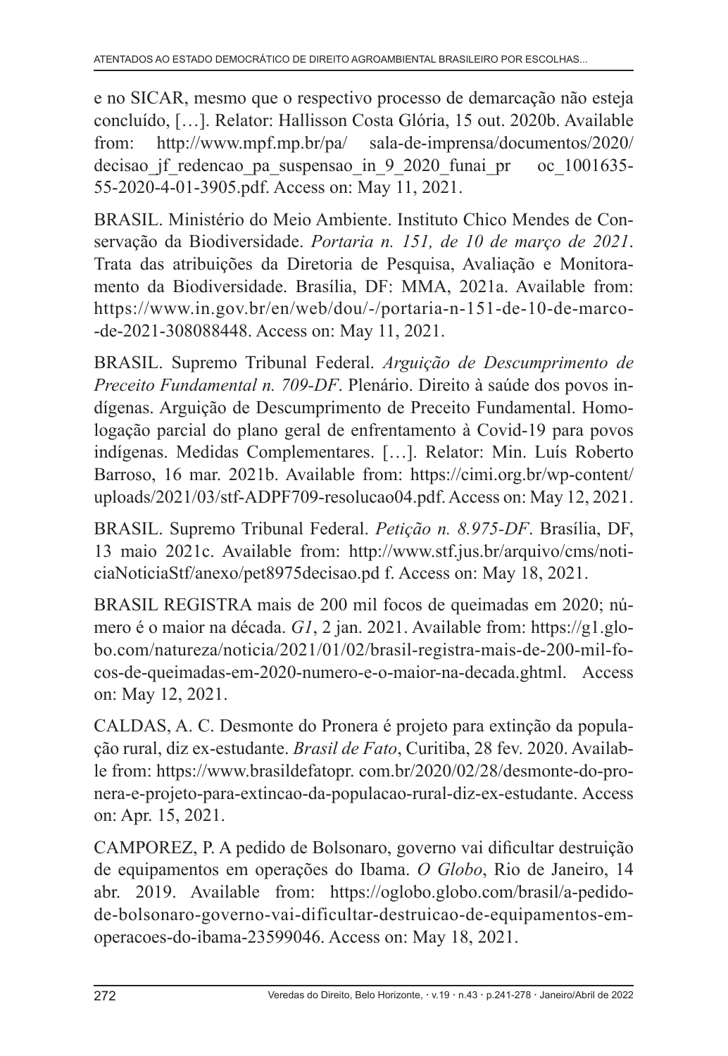e no SICAR, mesmo que o respectivo processo de demarcação não esteja concluído, […]. Relator: Hallisson Costa Glória, 15 out. 2020b. Available from: http://www.mpf.mp.br/pa/ sala-de-imprensa/documentos/2020/ decisao_jf_redencao_pa_suspensao_in_9_2020_funai_pr oc_1001635-55-2020-4-01-3905.pdf. Access on: May 11, 2021.

BRASIL. Ministério do Meio Ambiente. Instituto Chico Mendes de Conservação da Biodiversidade. *Portaria n. 151, de 10 de março de 2021*. Trata das atribuições da Diretoria de Pesquisa, Avaliação e Monitoramento da Biodiversidade. Brasília, DF: MMA, 2021a. Available from: https://www.in.gov.br/en/web/dou/-/portaria-n-151-de-10-de-marco--de-2021-308088448. Access on: May 11, 2021.

BRASIL. Supremo Tribunal Federal. *Arguição de Descumprimento de Preceito Fundamental n. 709-DF*. Plenário. Direito à saúde dos povos indígenas. Arguição de Descumprimento de Preceito Fundamental. Homologação parcial do plano geral de enfrentamento à Covid-19 para povos indígenas. Medidas Complementares. […]. Relator: Min. Luís Roberto Barroso, 16 mar. 2021b. Available from: https://cimi.org.br/wp-content/uploads/2021/03/stf-ADPF709-resolucao04.pdf. Access on: May 12, 2021.

BRASIL. Supremo Tribunal Federal. *Petição n. 8.975-DF*. Brasília, DF, 13 maio 2021c. Available from: http://www.stf.jus.br/arquivo/cms/noticiaNoticiaStf/anexo/pet8975decisao.pd f. Access on: May 18, 2021.

BRASIL REGISTRA mais de 200 mil focos de queimadas em 2020; número é o maior na década. *G1*, 2 jan. 2021. Available from: https://g1.globo.com/natureza/noticia/2021/01/02/brasil-registra-mais-de-200-mil-focos-de-queimadas-em-2020-numero-e-o-maior-na-decada.ghtml. Access on: May 12, 2021.

CALDAS, A. C. Desmonte do Pronera é projeto para extinção da população rural, diz ex-estudante. *Brasil de Fato*, Curitiba, 28 fev. 2020. Available from: https://www.brasildefatopr. com.br/2020/02/28/desmonte-do-pronera-e-projeto-para-extincao-da-populacao-rural-diz-ex-estudante. Access on: Apr. 15, 2021.

CAMPOREZ, P. A pedido de Bolsonaro, governo vai dificultar destruição de equipamentos em operações do Ibama. *O Globo*, Rio de Janeiro, 14 abr. 2019. Available from: https://oglobo.globo.com/brasil/a-pedido-de-bolsonaro-governo-vai-dificultar-destruicao-de-equipamentos-em-operacoes-do-ibama-23599046. Access on: May 18, 2021.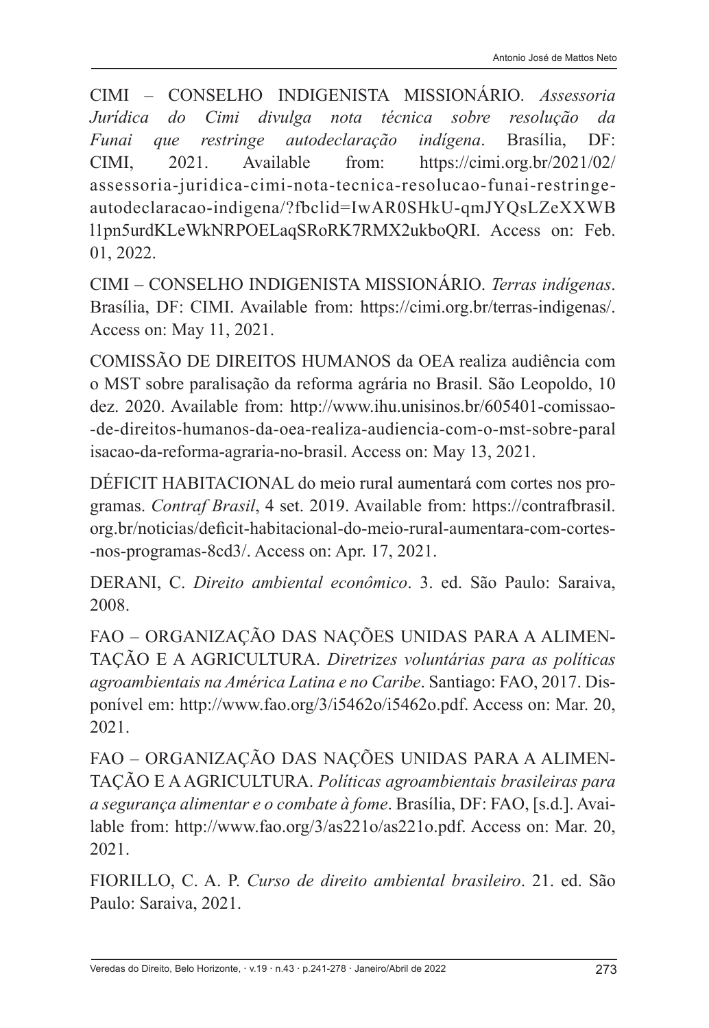CIMI – CONSELHO INDIGENISTA MISSIONÁRIO. *Assessoria Jurídica do Cimi divulga nota técnica sobre resolução da Funai que restringe autodeclaração indígena*. Brasília, DF: CIMI, 2021. Available from: https://cimi.org.br/2021/02/assessoria-juridica-cimi-nota-tecnica-resolucao-funai-restringe-autodeclaracao-indigena/?fbclid=IwAR0SHkU-qmJYQsLZeXXWBl1pn5urdKLeWkNRPOELaqSRoRK7RMX2ukboQRI. Access on: Feb. 01, 2022.

CIMI – CONSELHO INDIGENISTA MISSIONÁRIO. *Terras indígenas*. Brasília, DF: CIMI. Available from: https://cimi.org.br/terras-indigenas/. Access on: May 11, 2021.

COMISSÃO DE DIREITOS HUMANOS da OEA realiza audiência com o MST sobre paralisação da reforma agrária no Brasil. São Leopoldo, 10 dez. 2020. Available from: http://www.ihu.unisinos.br/605401-comissao--de-direitos-humanos-da-oea-realiza-audiencia-com-o-mst-sobre-paralisacao-da-reforma-agraria-no-brasil. Access on: May 13, 2021.

DÉFICIT HABITACIONAL do meio rural aumentará com cortes nos programas. *Contraf Brasil*, 4 set. 2019. Available from: https://contrafbrasil.org.br/noticias/deficit-habitacional-do-meio-rural-aumentara-com-cortes--nos-programas-8cd3/. Access on: Apr. 17, 2021.

DERANI, C. *Direito ambiental econômico*. 3. ed. São Paulo: Saraiva, 2008.

FAO – ORGANIZAÇÃO DAS NAÇÕES UNIDAS PARA A ALIMENTAÇÃO E A AGRICULTURA. *Diretrizes voluntárias para as políticas agroambientais na América Latina e no Caribe*. Santiago: FAO, 2017. Disponível em: http://www.fao.org/3/i5462o/i5462o.pdf. Access on: Mar. 20, 2021.

FAO – ORGANIZAÇÃO DAS NAÇÕES UNIDAS PARA A ALIMENTAÇÃO E A AGRICULTURA. *Políticas agroambientais brasileiras para a segurança alimentar e o combate à fome*. Brasília, DF: FAO, [s.d.]. Available from: http://www.fao.org/3/as221o/as221o.pdf. Access on: Mar. 20, 2021.

FIORILLO, C. A. P. *Curso de direito ambiental brasileiro*. 21. ed. São Paulo: Saraiva, 2021.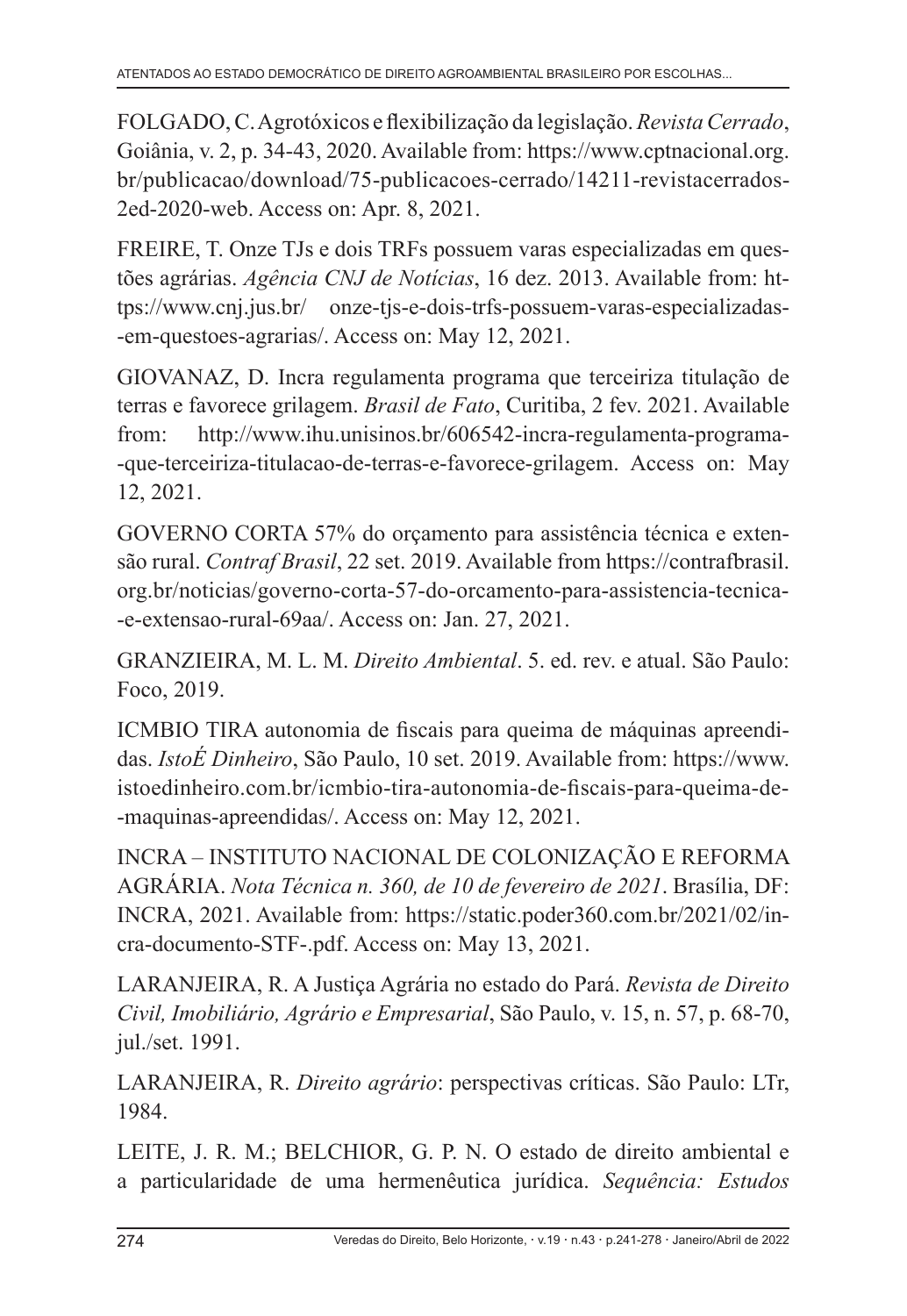FOLGADO, C. Agrotóxicos e flexibilização da legislação. *Revista Cerrado*, Goiânia, v. 2, p. 34-43, 2020. Available from: https://www.cptnacional.org.br/publicacao/download/75-publicacoes-cerrado/14211-revistacerrados-2ed-2020-web. Access on: Apr. 8, 2021.

FREIRE, T. Onze TJs e dois TRFs possuem varas especializadas em questões agrárias. *Agência CNJ de Notícias*, 16 dez. 2013. Available from: https://www.cnj.jus.br/ onze-tjs-e-dois-trfs-possuem-varas-especializadas-em-questoes-agrarias/. Access on: May 12, 2021.

GIOVANAZ, D. Incra regulamenta programa que terceiriza titulação de terras e favorece grilagem. *Brasil de Fato*, Curitiba, 2 fev. 2021. Available from: http://www.ihu.unisinos.br/606542-incra-regulamenta-programa-que-terceiriza-titulacao-de-terras-e-favorece-grilagem. Access on: May 12, 2021.

GOVERNO CORTA 57% do orçamento para assistência técnica e extensão rural. *Contraf Brasil*, 22 set. 2019. Available from https://contrafbrasil.org.br/noticias/governo-corta-57-do-orcamento-para-assistencia-tecnica-e-extensao-rural-69aa/. Access on: Jan. 27, 2021.

GRANZIEIRA, M. L. M. *Direito Ambiental*. 5. ed. rev. e atual. São Paulo: Foco, 2019.

ICMBIO TIRA autonomia de fiscais para queima de máquinas apreendidas. *IstoÉ Dinheiro*, São Paulo, 10 set. 2019. Available from: https://www.istoedinheiro.com.br/icmbio-tira-autonomia-de-fiscais-para-queima-de-maquinas-apreendidas/. Access on: May 12, 2021.

INCRA – INSTITUTO NACIONAL DE COLONIZAÇÃO E REFORMA AGRÁRIA. *Nota Técnica n. 360, de 10 de fevereiro de 2021*. Brasília, DF: INCRA, 2021. Available from: https://static.poder360.com.br/2021/02/incra-documento-STF-.pdf. Access on: May 13, 2021.

LARANJEIRA, R. A Justiça Agrária no estado do Pará. *Revista de Direito Civil, Imobiliário, Agrário e Empresarial*, São Paulo, v. 15, n. 57, p. 68-70, jul./set. 1991.

LARANJEIRA, R. *Direito agrário*: perspectivas críticas. São Paulo: LTr, 1984.

LEITE, J. R. M.; BELCHIOR, G. P. N. O estado de direito ambiental e a particularidade de uma hermenêutica jurídica. *Sequência: Estudos*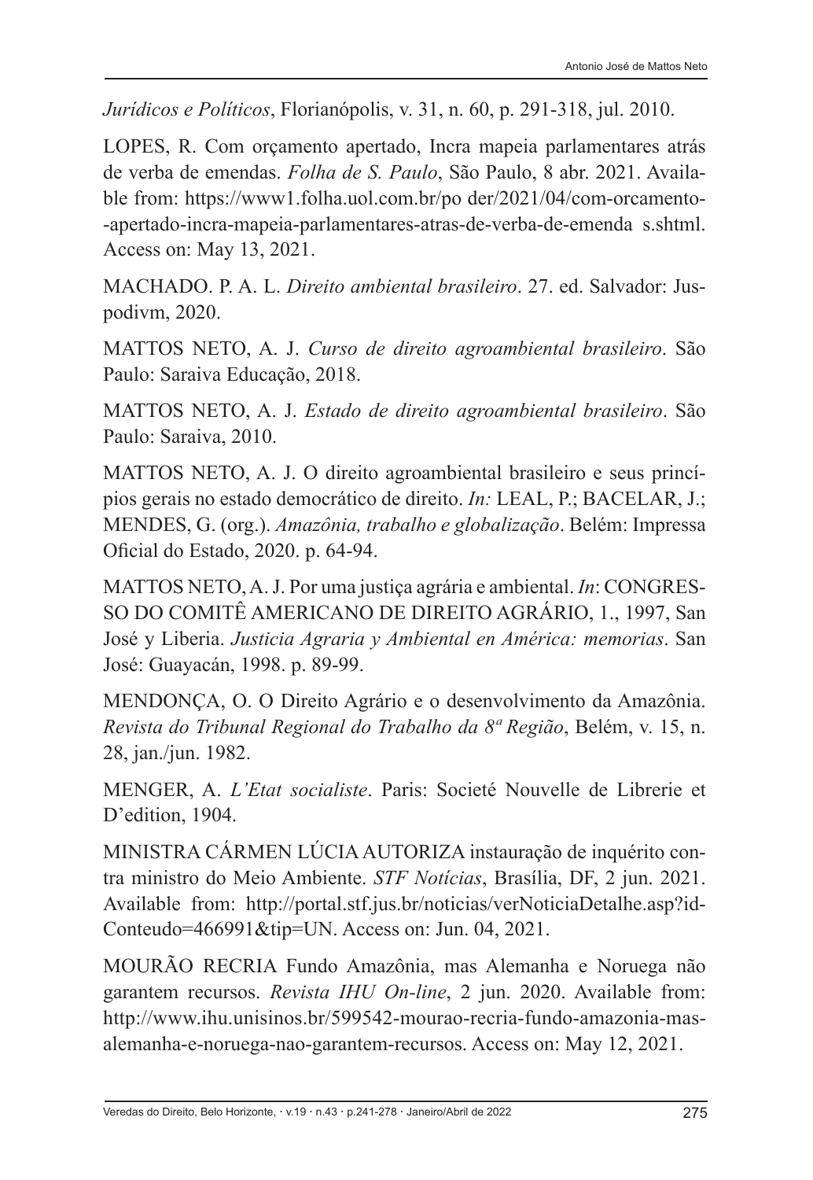*Jurídicos e Políticos*, Florianópolis, v. 31, n. 60, p. 291-318, jul. 2010.

LOPES, R. Com orçamento apertado, Incra mapeia parlamentares atrás de verba de emendas. *Folha de S. Paulo*, São Paulo, 8 abr. 2021. Available from: https://www1.folha.uol.com.br/po der/2021/04/com-orcamento--apertado-incra-mapeia-parlamentares-atras-de-verba-de-emenda s.shtml. Access on: May 13, 2021.

MACHADO. P. A. L. *Direito ambiental brasileiro*. 27. ed. Salvador: Juspodivm, 2020.

MATTOS NETO, A. J. *Curso de direito agroambiental brasileiro*. São Paulo: Saraiva Educação, 2018.

MATTOS NETO, A. J. *Estado de direito agroambiental brasileiro*. São Paulo: Saraiva, 2010.

MATTOS NETO, A. J. O direito agroambiental brasileiro e seus princípios gerais no estado democrático de direito. *In:* LEAL, P.; BACELAR, J.; MENDES, G. (org.). *Amazônia, trabalho e globalização*. Belém: Impressa Oficial do Estado, 2020. p. 64-94.

MATTOS NETO, A. J. Por uma justiça agrária e ambiental. *In*: CONGRESSO DO COMITÊ AMERICANO DE DIREITO AGRÁRIO, 1., 1997, San José y Liberia. *Justicia Agraria y Ambiental en América: memorias*. San José: Guayacán, 1998. p. 89-99.

MENDONÇA, O. O Direito Agrário e o desenvolvimento da Amazônia. *Revista do Tribunal Regional do Trabalho da 8ª Região*, Belém, v. 15, n. 28, jan./jun. 1982.

MENGER, A. *L'Etat socialiste*. Paris: Societé Nouvelle de Librerie et D'edition, 1904.

MINISTRA CÁRMEN LÚCIA AUTORIZA instauração de inquérito contra ministro do Meio Ambiente. *STF Notícias*, Brasília, DF, 2 jun. 2021. Available from: http://portal.stf.jus.br/noticias/verNoticiaDetalhe.asp?idConteudo=466991&tip=UN. Access on: Jun. 04, 2021.

MOURÃO RECRIA Fundo Amazônia, mas Alemanha e Noruega não garantem recursos. *Revista IHU On-line*, 2 jun. 2020. Available from: http://www.ihu.unisinos.br/599542-mourao-recria-fundo-amazonia-mas-alemanha-e-noruega-nao-garantem-recursos. Access on: May 12, 2021.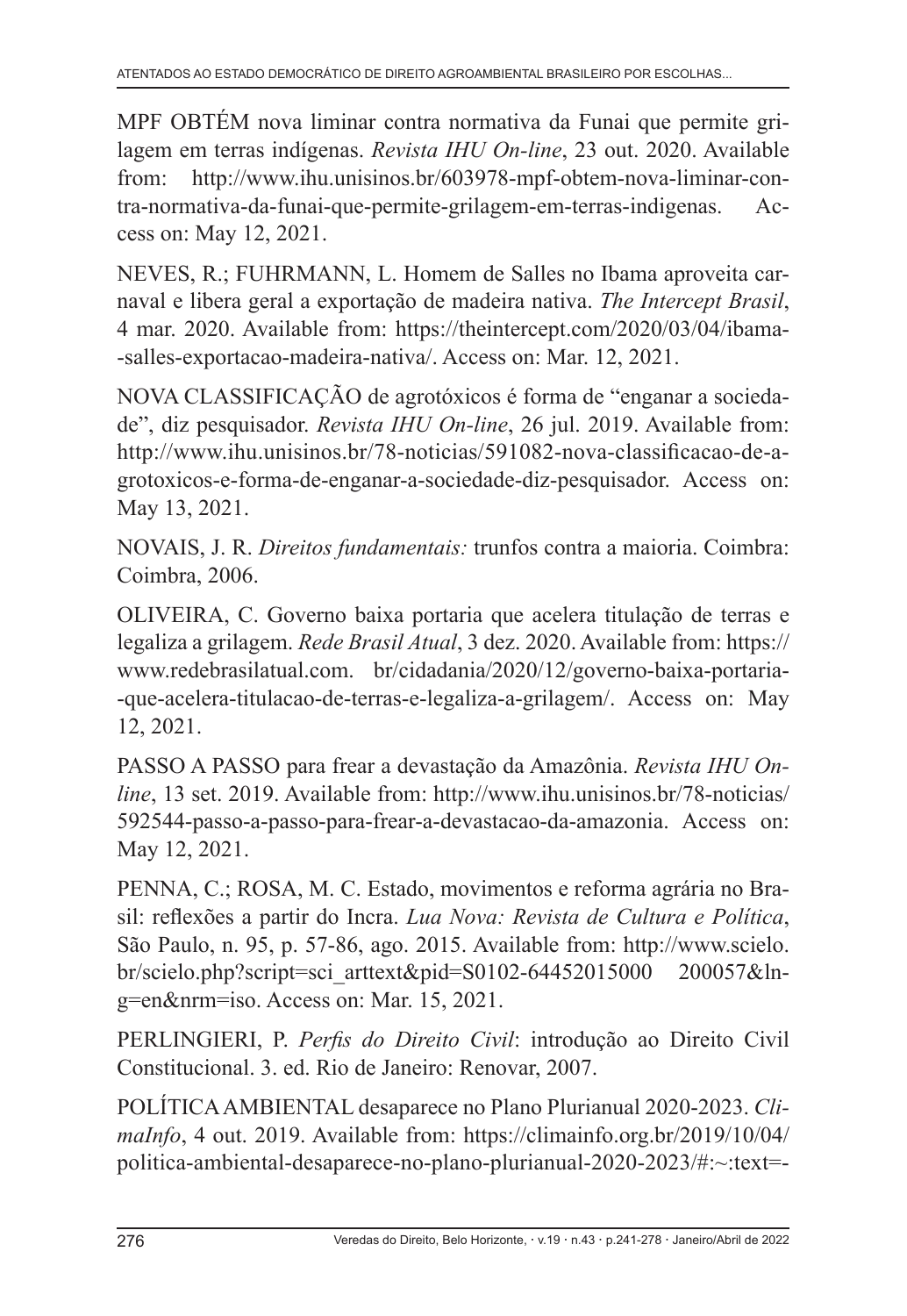MPF OBTÉM nova liminar contra normativa da Funai que permite grilagem em terras indígenas. *Revista IHU On-line*, 23 out. 2020. Available from: http://www.ihu.unisinos.br/603978-mpf-obtem-nova-liminar-contra-normativa-da-funai-que-permite-grilagem-em-terras-indigenas. Access on: May 12, 2021.

NEVES, R.; FUHRMANN, L. Homem de Salles no Ibama aproveita carnaval e libera geral a exportação de madeira nativa. *The Intercept Brasil*, 4 mar. 2020. Available from: https://theintercept.com/2020/03/04/ibama-salles-exportacao-madeira-nativa/. Access on: Mar. 12, 2021.

NOVA CLASSIFICAÇÃO de agrotóxicos é forma de "enganar a sociedade", diz pesquisador. *Revista IHU On-line*, 26 jul. 2019. Available from: http://www.ihu.unisinos.br/78-noticias/591082-nova-classificacao-de-agrotoxicos-e-forma-de-enganar-a-sociedade-diz-pesquisador. Access on: May 13, 2021.

NOVAIS, J. R. *Direitos fundamentais:* trunfos contra a maioria. Coimbra: Coimbra, 2006.

OLIVEIRA, C. Governo baixa portaria que acelera titulação de terras e legaliza a grilagem. *Rede Brasil Atual*, 3 dez. 2020. Available from: https://www.redebrasilatual.com. br/cidadania/2020/12/governo-baixa-portaria-que-acelera-titulacao-de-terras-e-legaliza-a-grilagem/. Access on: May 12, 2021.

PASSO A PASSO para frear a devastação da Amazônia. *Revista IHU On-line*, 13 set. 2019. Available from: http://www.ihu.unisinos.br/78-noticias/592544-passo-a-passo-para-frear-a-devastacao-da-amazonia. Access on: May 12, 2021.

PENNA, C.; ROSA, M. C. Estado, movimentos e reforma agrária no Brasil: reflexões a partir do Incra. *Lua Nova: Revista de Cultura e Política*, São Paulo, n. 95, p. 57-86, ago. 2015. Available from: http://www.scielo.br/scielo.php?script=sci_arttext&pid=S0102-64452015000 200057&lng=en&nrm=iso. Access on: Mar. 15, 2021.

PERLINGIERI, P. *Perfis do Direito Civil*: introdução ao Direito Civil Constitucional. 3. ed. Rio de Janeiro: Renovar, 2007.

POLÍTICA AMBIENTAL desaparece no Plano Plurianual 2020-2023. *ClimaInfo*, 4 out. 2019. Available from: https://climainfo.org.br/2019/10/04/politica-ambiental-desaparece-no-plano-plurianual-2020-2023/#:~:text=-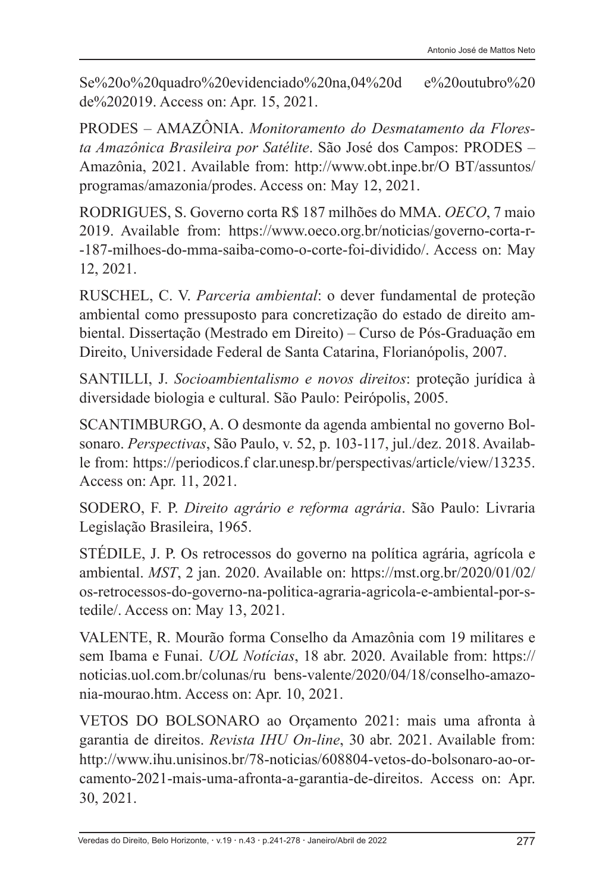Se%20o%20quadro%20evidenciado%20na,04%20d e%20outubro%20 de%202019. Access on: Apr. 15, 2021.

PRODES – AMAZÔNIA. *Monitoramento do Desmatamento da Floresta Amazônica Brasileira por Satélite*. São José dos Campos: PRODES – Amazônia, 2021. Available from: http://www.obt.inpe.br/O BT/assuntos/programas/amazonia/prodes. Access on: May 12, 2021.

RODRIGUES, S. Governo corta R$ 187 milhões do MMA. *OECO*, 7 maio 2019. Available from: https://www.oeco.org.br/noticias/governo-corta-r--187-milhoes-do-mma-saiba-como-o-corte-foi-dividido/. Access on: May 12, 2021.

RUSCHEL, C. V. *Parceria ambiental*: o dever fundamental de proteção ambiental como pressuposto para concretização do estado de direito ambiental. Dissertação (Mestrado em Direito) – Curso de Pós-Graduação em Direito, Universidade Federal de Santa Catarina, Florianópolis, 2007.

SANTILLI, J. *Socioambientalismo e novos direitos*: proteção jurídica à diversidade biologia e cultural. São Paulo: Peirópolis, 2005.

SCANTIMBURGO, A. O desmonte da agenda ambiental no governo Bolsonaro. *Perspectivas*, São Paulo, v. 52, p. 103-117, jul./dez. 2018. Available from: https://periodicos.f clar.unesp.br/perspectivas/article/view/13235. Access on: Apr. 11, 2021.

SODERO, F. P. *Direito agrário e reforma agrária*. São Paulo: Livraria Legislação Brasileira, 1965.

STÉDILE, J. P. Os retrocessos do governo na política agrária, agrícola e ambiental. *MST*, 2 jan. 2020. Available on: https://mst.org.br/2020/01/02/os-retrocessos-do-governo-na-politica-agraria-agricola-e-ambiental-por-stedile/. Access on: May 13, 2021.

VALENTE, R. Mourão forma Conselho da Amazônia com 19 militares e sem Ibama e Funai. *UOL Notícias*, 18 abr. 2020. Available from: https://noticias.uol.com.br/colunas/ru bens-valente/2020/04/18/conselho-amazonia-mourao.htm. Access on: Apr. 10, 2021.

VETOS DO BOLSONARO ao Orçamento 2021: mais uma afronta à garantia de direitos. *Revista IHU On-line*, 30 abr. 2021. Available from: http://www.ihu.unisinos.br/78-noticias/608804-vetos-do-bolsonaro-ao-orcamento-2021-mais-uma-afronta-a-garantia-de-direitos. Access on: Apr. 30, 2021.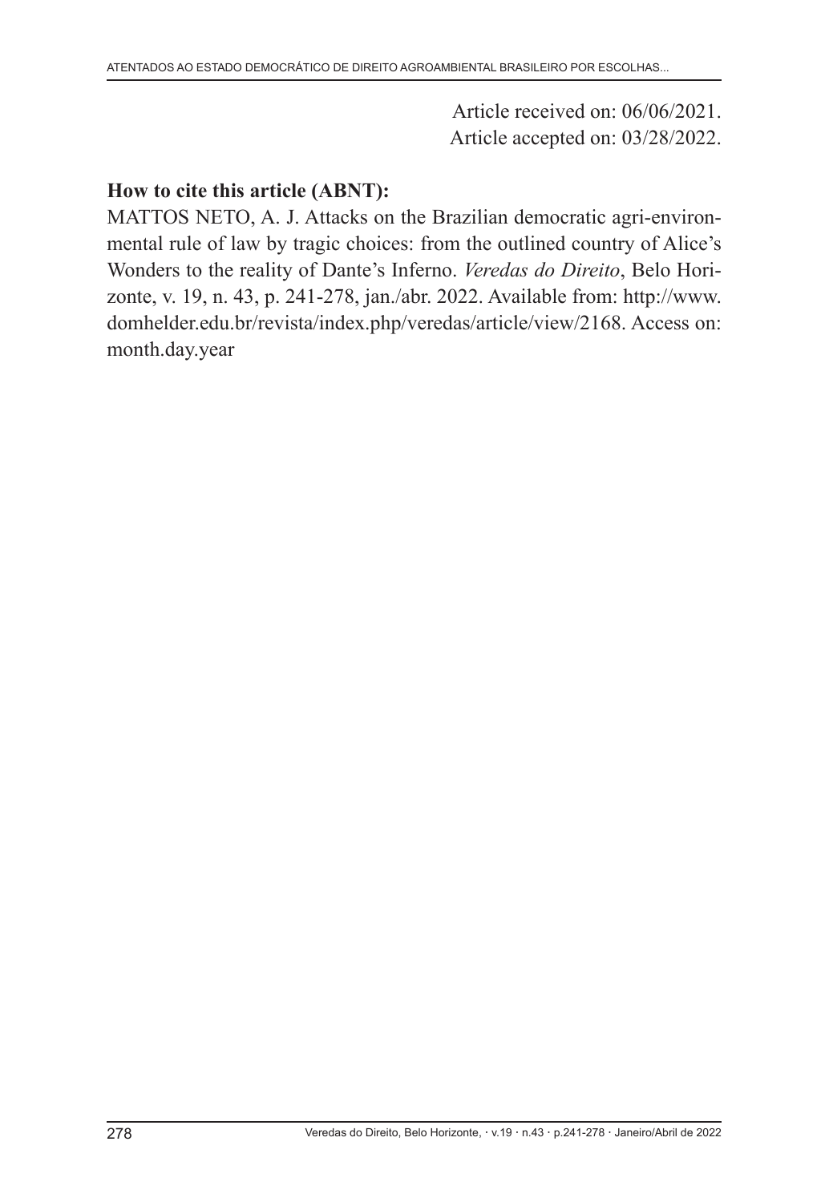Article received on: 06/06/2021.
Article accepted on: 03/28/2022.

**How to cite this article (ABNT):**

MATTOS NETO, A. J. Attacks on the Brazilian democratic agri-environmental rule of law by tragic choices: from the outlined country of Alice's Wonders to the reality of Dante's Inferno. *Veredas do Direito*, Belo Horizonte, v. 19, n. 43, p. 241-278, jan./abr. 2022. Available from: http://www.domhelder.edu.br/revista/index.php/veredas/article/view/2168. Access on: month.day.year